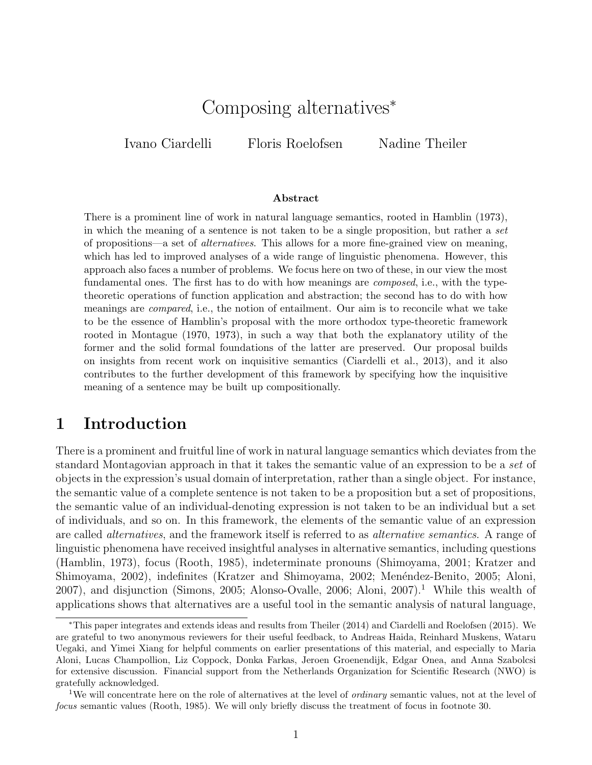# Composing alternatives[*]

Ivano Ciardelli Floris Roelofsen Nadine Theiler

**Abstract**

There is a prominent line of work in natural language semantics, rooted in Hamblin (1973), in which the meaning of a sentence is not taken to be a single proposition, but rather a *set* of propositions—a set of *alternatives*. This allows for a more fine-grained view on meaning, which has led to improved analyses of a wide range of linguistic phenomena. However, this approach also faces a number of problems. We focus here on two of these, in our view the most fundamental ones. The first has to do with how meanings are *composed*, i.e., with the type-theoretic operations of function application and abstraction; the second has to do with how meanings are *compared*, i.e., the notion of entailment. Our aim is to reconcile what we take to be the essence of Hamblin's proposal with the more orthodox type-theoretic framework rooted in Montague (1970, 1973), in such a way that both the explanatory utility of the former and the solid formal foundations of the latter are preserved. Our proposal builds on insights from recent work on inquisitive semantics (Ciardelli et al., 2013), and it also contributes to the further development of this framework by specifying how the inquisitive meaning of a sentence may be built up compositionally.

## 1 Introduction

There is a prominent and fruitful line of work in natural language semantics which deviates from the standard Montagovian approach in that it takes the semantic value of an expression to be a *set* of objects in the expression's usual domain of interpretation, rather than a single object. For instance, the semantic value of a complete sentence is not taken to be a proposition but a set of propositions, the semantic value of an individual-denoting expression is not taken to be an individual but a set of individuals, and so on. In this framework, the elements of the semantic value of an expression are called *alternatives*, and the framework itself is referred to as *alternative semantics*. A range of linguistic phenomena have received insightful analyses in alternative semantics, including questions (Hamblin, 1973), focus (Rooth, 1985), indeterminate pronouns (Shimoyama, 2001; Kratzer and Shimoyama, 2002), indefinites (Kratzer and Shimoyama, 2002; Menéndez-Benito, 2005; Aloni, 2007), and disjunction (Simons, 2005; Alonso-Ovalle, 2006; Aloni, 2007).[1] While this wealth of applications shows that alternatives are a useful tool in the semantic analysis of natural language,

---

[*]This paper integrates and extends ideas and results from Theiler (2014) and Ciardelli and Roelofsen (2015). We are grateful to two anonymous reviewers for their useful feedback, to Andreas Haida, Reinhard Muskens, Wataru Uegaki, and Yimei Xiang for helpful comments on earlier presentations of this material, and especially to Maria Aloni, Lucas Champollion, Liz Coppock, Donka Farkas, Jeroen Groenendijk, Edgar Onea, and Anna Szabolcsi for extensive discussion. Financial support from the Netherlands Organization for Scientific Research (NWO) is gratefully acknowledged.

[1]We will concentrate here on the role of alternatives at the level of *ordinary* semantic values, not at the level of *focus* semantic values (Rooth, 1985). We will only briefly discuss the treatment of focus in footnote 30.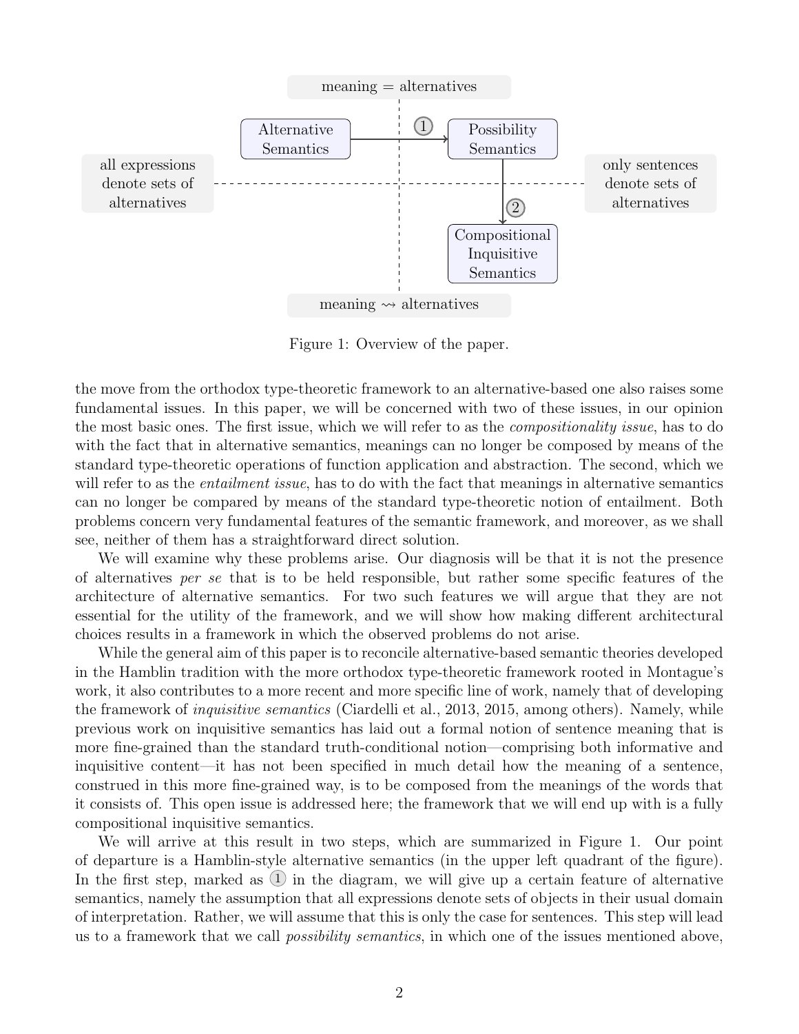meaning = alternatives

Alternative Semantics

1

Possibility Semantics

all expressions denote sets of alternatives

only sentences denote sets of alternatives

2

Compositional Inquisitive Semantics

meaning ⇝ alternatives

Figure 1: Overview of the paper.

the move from the orthodox type-theoretic framework to an alternative-based one also raises some fundamental issues. In this paper, we will be concerned with two of these issues, in our opinion the most basic ones. The first issue, which we will refer to as the *compositionality issue*, has to do with the fact that in alternative semantics, meanings can no longer be composed by means of the standard type-theoretic operations of function application and abstraction. The second, which we will refer to as the *entailment issue*, has to do with the fact that meanings in alternative semantics can no longer be compared by means of the standard type-theoretic notion of entailment. Both problems concern very fundamental features of the semantic framework, and moreover, as we shall see, neither of them has a straightforward direct solution.

We will examine why these problems arise. Our diagnosis will be that it is not the presence of alternatives *per se* that is to be held responsible, but rather some specific features of the architecture of alternative semantics. For two such features we will argue that they are not essential for the utility of the framework, and we will show how making different architectural choices results in a framework in which the observed problems do not arise.

While the general aim of this paper is to reconcile alternative-based semantic theories developed in the Hamblin tradition with the more orthodox type-theoretic framework rooted in Montague's work, it also contributes to a more recent and more specific line of work, namely that of developing the framework of *inquisitive semantics* (Ciardelli et al., 2013, 2015, among others). Namely, while previous work on inquisitive semantics has laid out a formal notion of sentence meaning that is more fine-grained than the standard truth-conditional notion—comprising both informative and inquisitive content—it has not been specified in much detail how the meaning of a sentence, construed in this more fine-grained way, is to be composed from the meanings of the words that it consists of. This open issue is addressed here; the framework that we will end up with is a fully compositional inquisitive semantics.

We will arrive at this result in two steps, which are summarized in Figure 1. Our point of departure is a Hamblin-style alternative semantics (in the upper left quadrant of the figure). In the first step, marked as ① in the diagram, we will give up a certain feature of alternative semantics, namely the assumption that all expressions denote sets of objects in their usual domain of interpretation. Rather, we will assume that this is only the case for sentences. This step will lead us to a framework that we call *possibility semantics*, in which one of the issues mentioned above,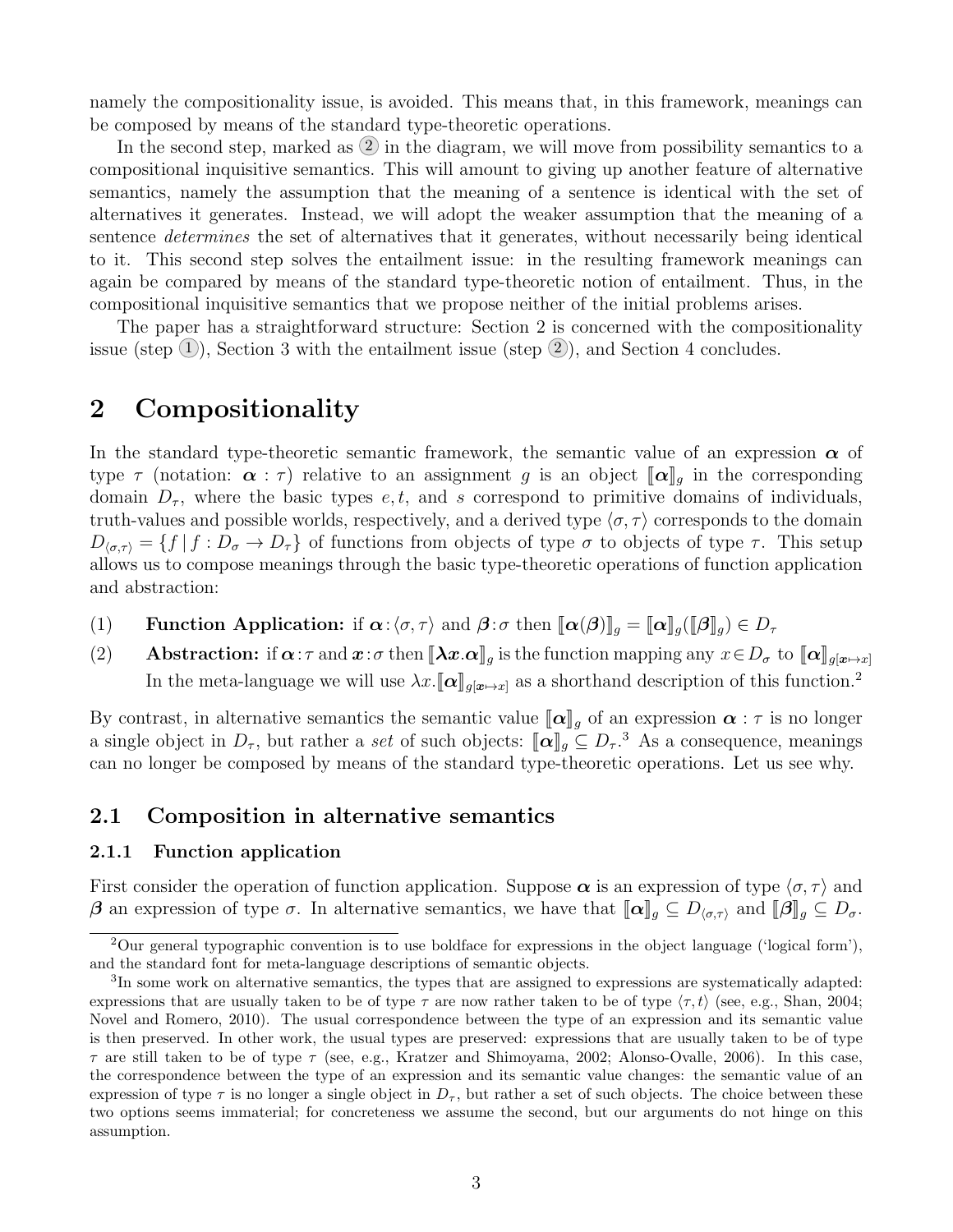namely the compositionality issue, is avoided. This means that, in this framework, meanings can be composed by means of the standard type-theoretic operations.

In the second step, marked as ② in the diagram, we will move from possibility semantics to a compositional inquisitive semantics. This will amount to giving up another feature of alternative semantics, namely the assumption that the meaning of a sentence is identical with the set of alternatives it generates. Instead, we will adopt the weaker assumption that the meaning of a sentence *determines* the set of alternatives that it generates, without necessarily being identical to it. This second step solves the entailment issue: in the resulting framework meanings can again be compared by means of the standard type-theoretic notion of entailment. Thus, in the compositional inquisitive semantics that we propose neither of the initial problems arises.

The paper has a straightforward structure: Section 2 is concerned with the compositionality issue (step ①), Section 3 with the entailment issue (step ②), and Section 4 concludes.

# 2 Compositionality

In the standard type-theoretic semantic framework, the semantic value of an expression $\boldsymbol{\alpha}$ of type $\tau$ (notation: $\boldsymbol{\alpha} : \tau$) relative to an assignment $g$ is an object $[\![\boldsymbol{\alpha}]\!]_g$ in the corresponding domain $D_\tau$, where the basic types $e, t$, and $s$ correspond to primitive domains of individuals, truth-values and possible worlds, respectively, and a derived type $\langle \sigma, \tau \rangle$ corresponds to the domain $D_{\langle \sigma,\tau \rangle} = \{f \mid f : D_\sigma \to D_\tau\}$ of functions from objects of type $\sigma$ to objects of type $\tau$. This setup allows us to compose meanings through the basic type-theoretic operations of function application and abstraction:

(1) **Function Application:** if $\boldsymbol{\alpha} : \langle \sigma, \tau \rangle$ and $\boldsymbol{\beta} : \sigma$ then $[\![\boldsymbol{\alpha}(\boldsymbol{\beta})]\!]_g = [\![\boldsymbol{\alpha}]\!]_g([\![\boldsymbol{\beta}]\!]_g) \in D_\tau$

(2) **Abstraction:** if $\boldsymbol{\alpha} : \tau$ and $\boldsymbol{x} : \sigma$ then $[\![\boldsymbol{\lambda x.\alpha}]\!]_g$ is the function mapping any $x \in D_\sigma$ to $[\![\boldsymbol{\alpha}]\!]_{g[\boldsymbol{x} \mapsto x]}$
In the meta-language we will use $\lambda x.[\![\boldsymbol{\alpha}]\!]_{g[\boldsymbol{x} \mapsto x]}$ as a shorthand description of this function.[2]

By contrast, in alternative semantics the semantic value $[\![\boldsymbol{\alpha}]\!]_g$ of an expression $\boldsymbol{\alpha} : \tau$ is no longer a single object in $D_\tau$, but rather a *set* of such objects: $[\![\boldsymbol{\alpha}]\!]_g \subseteq D_\tau$.[3] As a consequence, meanings can no longer be composed by means of the standard type-theoretic operations. Let us see why.

## 2.1 Composition in alternative semantics

### 2.1.1 Function application

First consider the operation of function application. Suppose $\boldsymbol{\alpha}$ is an expression of type $\langle \sigma, \tau \rangle$ and $\boldsymbol{\beta}$ an expression of type $\sigma$. In alternative semantics, we have that $[\![\boldsymbol{\alpha}]\!]_g \subseteq D_{\langle \sigma,\tau \rangle}$ and $[\![\boldsymbol{\beta}]\!]_g \subseteq D_\sigma$.

---

[2] Our general typographic convention is to use boldface for expressions in the object language ('logical form'), and the standard font for meta-language descriptions of semantic objects.

[3] In some work on alternative semantics, the types that are assigned to expressions are systematically adapted: expressions that are usually taken to be of type $\tau$ are now rather taken to be of type $\langle \tau, t \rangle$ (see, e.g., Shan, 2004; Novel and Romero, 2010). The usual correspondence between the type of an expression and its semantic value is then preserved. In other work, the usual types are preserved: expressions that are usually taken to be of type $\tau$ are still taken to be of type $\tau$ (see, e.g., Kratzer and Shimoyama, 2002; Alonso-Ovalle, 2006). In this case, the correspondence between the type of an expression and its semantic value changes: the semantic value of an expression of type $\tau$ is no longer a single object in $D_\tau$, but rather a set of such objects. The choice between these two options seems immaterial; for concreteness we assume the second, but our arguments do not hinge on this assumption.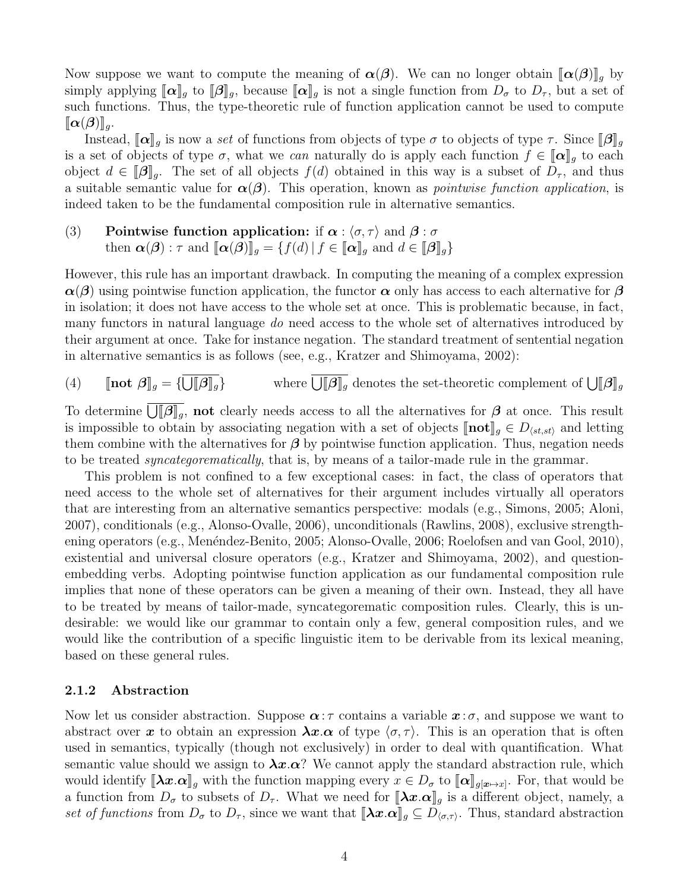Now suppose we want to compute the meaning of $\boldsymbol{\alpha}(\boldsymbol{\beta})$. We can no longer obtain $[\![\boldsymbol{\alpha}(\boldsymbol{\beta})]\!]_g$ by simply applying $[\![\boldsymbol{\alpha}]\!]_g$ to $[\![\boldsymbol{\beta}]\!]_g$, because $[\![\boldsymbol{\alpha}]\!]_g$ is not a single function from $D_\sigma$ to $D_\tau$, but a set of such functions. Thus, the type-theoretic rule of function application cannot be used to compute $[\![\boldsymbol{\alpha}(\boldsymbol{\beta})]\!]_g$.

Instead, $[\![\boldsymbol{\alpha}]\!]_g$ is now a *set* of functions from objects of type $\sigma$ to objects of type $\tau$. Since $[\![\boldsymbol{\beta}]\!]_g$ is a set of objects of type $\sigma$, what we *can* naturally do is apply each function $f \in [\![\boldsymbol{\alpha}]\!]_g$ to each object $d \in [\![\boldsymbol{\beta}]\!]_g$. The set of all objects $f(d)$ obtained in this way is a subset of $D_\tau$, and thus a suitable semantic value for $\boldsymbol{\alpha}(\boldsymbol{\beta})$. This operation, known as *pointwise function application*, is indeed taken to be the fundamental composition rule in alternative semantics.

(3) **Pointwise function application:** if $\boldsymbol{\alpha} : \langle\sigma,\tau\rangle$ and $\boldsymbol{\beta} : \sigma$
then $\boldsymbol{\alpha}(\boldsymbol{\beta}) : \tau$ and $[\![\boldsymbol{\alpha}(\boldsymbol{\beta})]\!]_g = \{f(d) \mid f \in [\![\boldsymbol{\alpha}]\!]_g \text{ and } d \in [\![\boldsymbol{\beta}]\!]_g\}$

However, this rule has an important drawback. In computing the meaning of a complex expression $\boldsymbol{\alpha}(\boldsymbol{\beta})$ using pointwise function application, the functor $\boldsymbol{\alpha}$ only has access to each alternative for $\boldsymbol{\beta}$ in isolation; it does not have access to the whole set at once. This is problematic because, in fact, many functors in natural language *do* need access to the whole set of alternatives introduced by their argument at once. Take for instance negation. The standard treatment of sentential negation in alternative semantics is as follows (see, e.g., Kratzer and Shimoyama, 2002):

(4) $[\![\textbf{not } \boldsymbol{\beta}]\!]_g = \{\overline{\bigcup[\![\boldsymbol{\beta}]\!]_g}\}$ where $\overline{\bigcup[\![\boldsymbol{\beta}]\!]_g}$ denotes the set-theoretic complement of $\bigcup[\![\boldsymbol{\beta}]\!]_g$

To determine $\overline{\bigcup[\![\boldsymbol{\beta}]\!]_g}$, **not** clearly needs access to all the alternatives for $\boldsymbol{\beta}$ at once. This result is impossible to obtain by associating negation with a set of objects $[\![\textbf{not}]\!]_g \in D_{\langle st,st\rangle}$ and letting them combine with the alternatives for $\boldsymbol{\beta}$ by pointwise function application. Thus, negation needs to be treated *syncategorematically*, that is, by means of a tailor-made rule in the grammar.

This problem is not confined to a few exceptional cases: in fact, the class of operators that need access to the whole set of alternatives for their argument includes virtually all operators that are interesting from an alternative semantics perspective: modals (e.g., Simons, 2005; Aloni, 2007), conditionals (e.g., Alonso-Ovalle, 2006), unconditionals (Rawlins, 2008), exclusive strengthening operators (e.g., Menéndez-Benito, 2005; Alonso-Ovalle, 2006; Roelofsen and van Gool, 2010), existential and universal closure operators (e.g., Kratzer and Shimoyama, 2002), and question-embedding verbs. Adopting pointwise function application as our fundamental composition rule implies that none of these operators can be given a meaning of their own. Instead, they all have to be treated by means of tailor-made, syncategorematic composition rules. Clearly, this is undesirable: we would like our grammar to contain only a few, general composition rules, and we would like the contribution of a specific linguistic item to be derivable from its lexical meaning, based on these general rules.

### 2.1.2 Abstraction

Now let us consider abstraction. Suppose $\boldsymbol{\alpha} : \tau$ contains a variable $\boldsymbol{x} : \sigma$, and suppose we want to abstract over $\boldsymbol{x}$ to obtain an expression $\boldsymbol{\lambda x.\alpha}$ of type $\langle\sigma,\tau\rangle$. This is an operation that is often used in semantics, typically (though not exclusively) in order to deal with quantification. What semantic value should we assign to $\boldsymbol{\lambda x.\alpha}$? We cannot apply the standard abstraction rule, which would identify $[\![\boldsymbol{\lambda x.\alpha}]\!]_g$ with the function mapping every $x \in D_\sigma$ to $[\![\boldsymbol{\alpha}]\!]_{g[\boldsymbol{x}\mapsto x]}$. For, that would be a function from $D_\sigma$ to subsets of $D_\tau$. What we need for $[\![\boldsymbol{\lambda x.\alpha}]\!]_g$ is a different object, namely, a *set of functions* from $D_\sigma$ to $D_\tau$, since we want that $[\![\boldsymbol{\lambda x.\alpha}]\!]_g \subseteq D_{\langle\sigma,\tau\rangle}$. Thus, standard abstraction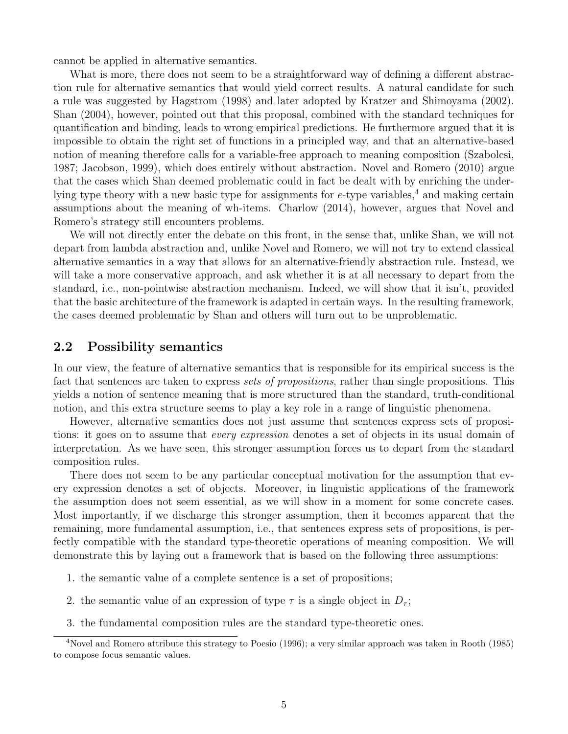cannot be applied in alternative semantics.

What is more, there does not seem to be a straightforward way of defining a different abstraction rule for alternative semantics that would yield correct results. A natural candidate for such a rule was suggested by Hagstrom (1998) and later adopted by Kratzer and Shimoyama (2002). Shan (2004), however, pointed out that this proposal, combined with the standard techniques for quantification and binding, leads to wrong empirical predictions. He furthermore argued that it is impossible to obtain the right set of functions in a principled way, and that an alternative-based notion of meaning therefore calls for a variable-free approach to meaning composition (Szabolcsi, 1987; Jacobson, 1999), which does entirely without abstraction. Novel and Romero (2010) argue that the cases which Shan deemed problematic could in fact be dealt with by enriching the underlying type theory with a new basic type for assignments for $e$-type variables,[4] and making certain assumptions about the meaning of wh-items. Charlow (2014), however, argues that Novel and Romero's strategy still encounters problems.

We will not directly enter the debate on this front, in the sense that, unlike Shan, we will not depart from lambda abstraction and, unlike Novel and Romero, we will not try to extend classical alternative semantics in a way that allows for an alternative-friendly abstraction rule. Instead, we will take a more conservative approach, and ask whether it is at all necessary to depart from the standard, i.e., non-pointwise abstraction mechanism. Indeed, we will show that it isn't, provided that the basic architecture of the framework is adapted in certain ways. In the resulting framework, the cases deemed problematic by Shan and others will turn out to be unproblematic.

## 2.2 Possibility semantics

In our view, the feature of alternative semantics that is responsible for its empirical success is the fact that sentences are taken to express *sets of propositions*, rather than single propositions. This yields a notion of sentence meaning that is more structured than the standard, truth-conditional notion, and this extra structure seems to play a key role in a range of linguistic phenomena.

However, alternative semantics does not just assume that sentences express sets of propositions: it goes on to assume that *every expression* denotes a set of objects in its usual domain of interpretation. As we have seen, this stronger assumption forces us to depart from the standard composition rules.

There does not seem to be any particular conceptual motivation for the assumption that every expression denotes a set of objects. Moreover, in linguistic applications of the framework the assumption does not seem essential, as we will show in a moment for some concrete cases. Most importantly, if we discharge this stronger assumption, then it becomes apparent that the remaining, more fundamental assumption, i.e., that sentences express sets of propositions, is perfectly compatible with the standard type-theoretic operations of meaning composition. We will demonstrate this by laying out a framework that is based on the following three assumptions:

1. the semantic value of a complete sentence is a set of propositions;
2. the semantic value of an expression of type $\tau$ is a single object in $D_\tau$;
3. the fundamental composition rules are the standard type-theoretic ones.

[4] Novel and Romero attribute this strategy to Poesio (1996); a very similar approach was taken in Rooth (1985) to compose focus semantic values.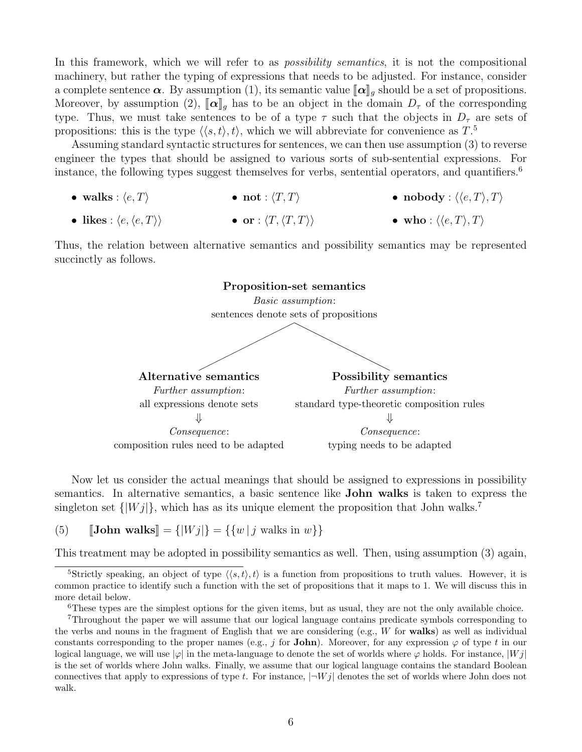In this framework, which we will refer to as *possibility semantics*, it is not the compositional machinery, but rather the typing of expressions that needs to be adjusted. For instance, consider a complete sentence $\boldsymbol{\alpha}$. By assumption (1), its semantic value $[\![\boldsymbol{\alpha}]\!]_g$ should be a set of propositions. Moreover, by assumption (2), $[\![\boldsymbol{\alpha}]\!]_g$ has to be an object in the domain $D_\tau$ of the corresponding type. Thus, we must take sentences to be of a type $\tau$ such that the objects in $D_\tau$ are sets of propositions: this is the type $\langle\langle s,t\rangle,t\rangle$, which we will abbreviate for convenience as $T$.[5]

Assuming standard syntactic structures for sentences, we can then use assumption (3) to reverse engineer the types that should be assigned to various sorts of sub-sentential expressions. For instance, the following types suggest themselves for verbs, sentential operators, and quantifiers.[6]

- **walks** : $\langle e,T\rangle$
- **likes** : $\langle e,\langle e,T\rangle\rangle$
- **not** : $\langle T,T\rangle$
- **or** : $\langle T,\langle T,T\rangle\rangle$
- **nobody** : $\langle\langle e,T\rangle,T\rangle$
- **who** : $\langle\langle e,T\rangle,T\rangle$

Thus, the relation between alternative semantics and possibility semantics may be represented succinctly as follows.

**Proposition-set semantics**
*Basic assumption*:
sentences denote sets of propositions

| **Alternative semantics** | **Possibility semantics** |
|---|---|
| *Further assumption*: | *Further assumption*: |
| all expressions denote sets | standard type-theoretic composition rules |
| ⇓ | ⇓ |
| *Consequence*: | *Consequence*: |
| composition rules need to be adapted | typing needs to be adapted |

Now let us consider the actual meanings that should be assigned to expressions in possibility semantics. In alternative semantics, a basic sentence like **John walks** is taken to express the singleton set $\{|Wj|\}$, which has as its unique element the proposition that John walks.[7]

(5) $[\![\textbf{John walks}]\!] = \{|Wj|\} = \{\{w \mid j \text{ walks in } w\}\}$

This treatment may be adopted in possibility semantics as well. Then, using assumption (3) again,

---

[5] Strictly speaking, an object of type $\langle\langle s,t\rangle,t\rangle$ is a function from propositions to truth values. However, it is common practice to identify such a function with the set of propositions that it maps to 1. We will discuss this in more detail below.

[6] These types are the simplest options for the given items, but as usual, they are not the only available choice.

[7] Throughout the paper we will assume that our logical language contains predicate symbols corresponding to the verbs and nouns in the fragment of English that we are considering (e.g., $W$ for **walks**) as well as individual constants corresponding to the proper names (e.g., $j$ for **John**). Moreover, for any expression $\varphi$ of type $t$ in our logical language, we will use $|\varphi|$ in the meta-language to denote the set of worlds where $\varphi$ holds. For instance, $|Wj|$ is the set of worlds where John walks. Finally, we assume that our logical language contains the standard Boolean connectives that apply to expressions of type $t$. For instance, $|\neg Wj|$ denotes the set of worlds where John does not walk.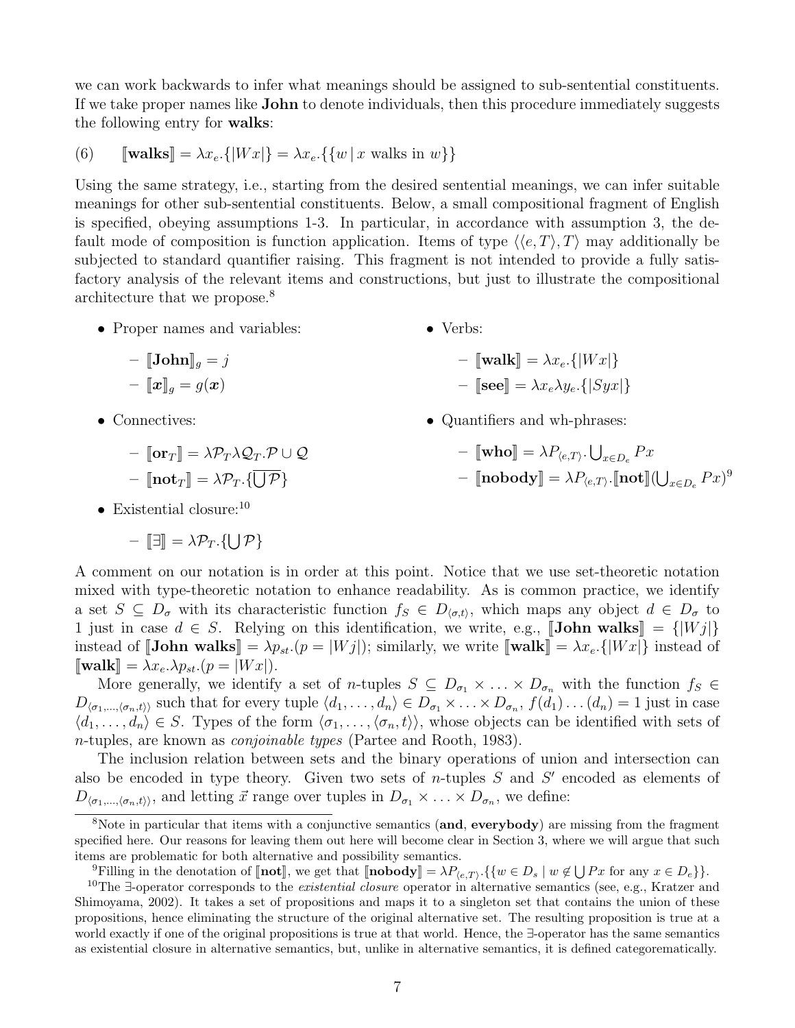we can work backwards to infer what meanings should be assigned to sub-sentential constituents. If we take proper names like **John** to denote individuals, then this procedure immediately suggests the following entry for **walks**:

(6) $[\![\textbf{walks}]\!] = \lambda x_e.\{|Wx|\} = \lambda x_e.\{\{w \mid x \text{ walks in } w\}\}$

Using the same strategy, i.e., starting from the desired sentential meanings, we can infer suitable meanings for other sub-sentential constituents. Below, a small compositional fragment of English is specified, obeying assumptions 1-3. In particular, in accordance with assumption 3, the default mode of composition is function application. Items of type $\langle\langle e, T\rangle, T\rangle$ may additionally be subjected to standard quantifier raising. This fragment is not intended to provide a fully satisfactory analysis of the relevant items and constructions, but just to illustrate the compositional architecture that we propose.[8]

- Proper names and variables:
  - $[\![\textbf{John}]\!]_g = j$
  - $[\![\boldsymbol{x}]\!]_g = g(\boldsymbol{x})$
- Connectives:
  - $[\![\textbf{or}_T]\!] = \lambda \mathcal{P}_T \lambda \mathcal{Q}_T.\mathcal{P} \cup \mathcal{Q}$
  - $[\![\textbf{not}_T]\!] = \lambda \mathcal{P}_T.\{\overline{\bigcup \mathcal{P}}\}$
- Existential closure:[10]
  - $[\![\exists]\!] = \lambda \mathcal{P}_T.\{\bigcup \mathcal{P}\}$
- Verbs:
  - $[\![\textbf{walk}]\!] = \lambda x_e.\{|Wx|\}$
  - $[\![\textbf{see}]\!] = \lambda x_e \lambda y_e.\{|Syx|\}$
- Quantifiers and wh-phrases:
  - $[\![\textbf{who}]\!] = \lambda P_{\langle e,T\rangle}.\bigcup_{x \in D_e} Px$
  - $[\![\textbf{nobody}]\!] = \lambda P_{\langle e,T\rangle}.[\![\textbf{not}]\!](\bigcup_{x \in D_e} Px)$[9]

A comment on our notation is in order at this point. Notice that we use set-theoretic notation mixed with type-theoretic notation to enhance readability. As is common practice, we identify a set $S \subseteq D_\sigma$ with its characteristic function $f_S \in D_{\langle \sigma, t\rangle}$, which maps any object $d \in D_\sigma$ to 1 just in case $d \in S$. Relying on this identification, we write, e.g., $[\![\textbf{John walks}]\!] = \{|Wj|\}$ instead of $[\![\textbf{John walks}]\!] = \lambda p_{st}.(p = |Wj|)$; similarly, we write $[\![\textbf{walk}]\!] = \lambda x_e.\{|Wx|\}$ instead of $[\![\textbf{walk}]\!] = \lambda x_e.\lambda p_{st}.(p = |Wx|)$.

More generally, we identify a set of $n$-tuples $S \subseteq D_{\sigma_1} \times \ldots \times D_{\sigma_n}$ with the function $f_S \in D_{\langle \sigma_1, \ldots, \langle \sigma_n, t\rangle\rangle}$ such that for every tuple $\langle d_1, \ldots, d_n\rangle \in D_{\sigma_1} \times \ldots \times D_{\sigma_n}$, $f(d_1)\ldots(d_n) = 1$ just in case $\langle d_1, \ldots, d_n\rangle \in S$. Types of the form $\langle \sigma_1, \ldots, \langle \sigma_n, t\rangle\rangle$, whose objects can be identified with sets of $n$-tuples, are known as *conjoinable types* (Partee and Rooth, 1983).

The inclusion relation between sets and the binary operations of union and intersection can also be encoded in type theory. Given two sets of $n$-tuples $S$ and $S'$ encoded as elements of $D_{\langle \sigma_1, \ldots, \langle \sigma_n, t\rangle\rangle}$, and letting $\vec{x}$ range over tuples in $D_{\sigma_1} \times \ldots \times D_{\sigma_n}$, we define:

[8] Note in particular that items with a conjunctive semantics (**and**, **everybody**) are missing from the fragment specified here. Our reasons for leaving them out here will become clear in Section 3, where we will argue that such items are problematic for both alternative and possibility semantics.

[9] Filling in the denotation of $[\![\textbf{not}]\!]$, we get that $[\![\textbf{nobody}]\!] = \lambda P_{\langle e,T\rangle}.\{\{w \in D_s \mid w \notin \bigcup Px \text{ for any } x \in D_e\}\}$.

[10] The $\exists$-operator corresponds to the *existential closure* operator in alternative semantics (see, e.g., Kratzer and Shimoyama, 2002). It takes a set of propositions and maps it to a singleton set that contains the union of these propositions, hence eliminating the structure of the original alternative set. The resulting proposition is true at a world exactly if one of the original propositions is true at that world. Hence, the $\exists$-operator has the same semantics as existential closure in alternative semantics, but, unlike in alternative semantics, it is defined categorematically.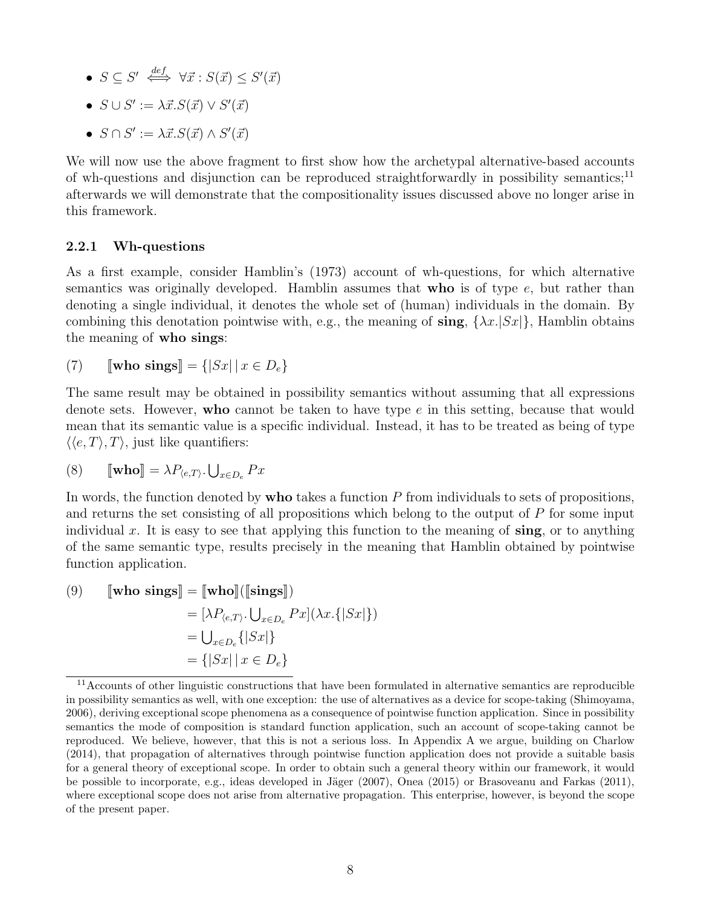- $S \subseteq S' \overset{def}{\iff} \forall \vec{x} : S(\vec{x}) \leq S'(\vec{x})$
- $S \cup S' := \lambda \vec{x}.S(\vec{x}) \vee S'(\vec{x})$
- $S \cap S' := \lambda \vec{x}.S(\vec{x}) \wedge S'(\vec{x})$

We will now use the above fragment to first show how the archetypal alternative-based accounts of wh-questions and disjunction can be reproduced straightforwardly in possibility semantics;[11] afterwards we will demonstrate that the compositionality issues discussed above no longer arise in this framework.

### 2.2.1 Wh-questions

As a first example, consider Hamblin's (1973) account of wh-questions, for which alternative semantics was originally developed. Hamblin assumes that **who** is of type $e$, but rather than denoting a single individual, it denotes the whole set of (human) individuals in the domain. By combining this denotation pointwise with, e.g., the meaning of **sing**, $\{\lambda x.|Sx|\}$, Hamblin obtains the meaning of **who sings**:

(7) $[\![\textbf{who sings}]\!] = \{|Sx| \mid x \in D_e\}$

The same result may be obtained in possibility semantics without assuming that all expressions denote sets. However, **who** cannot be taken to have type $e$ in this setting, because that would mean that its semantic value is a specific individual. Instead, it has to be treated as being of type $\langle\langle e, T\rangle, T\rangle$, just like quantifiers:

(8) $[\![\textbf{who}]\!] = \lambda P_{\langle e,T\rangle}.\bigcup_{x \in D_e} Px$

In words, the function denoted by **who** takes a function $P$ from individuals to sets of propositions, and returns the set consisting of all propositions which belong to the output of $P$ for some input individual $x$. It is easy to see that applying this function to the meaning of **sing**, or to anything of the same semantic type, results precisely in the meaning that Hamblin obtained by pointwise function application.

(9)
$$
\begin{aligned}
[\![\textbf{who sings}]\!] &= [\![\textbf{who}]\!]([\![\textbf{sings}]\!]) \\
&= [\lambda P_{\langle e,T\rangle}.\textstyle\bigcup_{x \in D_e} Px](\lambda x.\{|Sx|\}) \\
&= \textstyle\bigcup_{x \in D_e} \{|Sx|\} \\
&= \{|Sx| \mid x \in D_e\}
\end{aligned}
$$

[11] Accounts of other linguistic constructions that have been formulated in alternative semantics are reproducible in possibility semantics as well, with one exception: the use of alternatives as a device for scope-taking (Shimoyama, 2006), deriving exceptional scope phenomena as a consequence of pointwise function application. Since in possibility semantics the mode of composition is standard function application, such an account of scope-taking cannot be reproduced. We believe, however, that this is not a serious loss. In Appendix A we argue, building on Charlow (2014), that propagation of alternatives through pointwise function application does not provide a suitable basis for a general theory of exceptional scope. In order to obtain such a general theory within our framework, it would be possible to incorporate, e.g., ideas developed in Jäger (2007), Onea (2015) or Brasoveanu and Farkas (2011), where exceptional scope does not arise from alternative propagation. This enterprise, however, is beyond the scope of the present paper.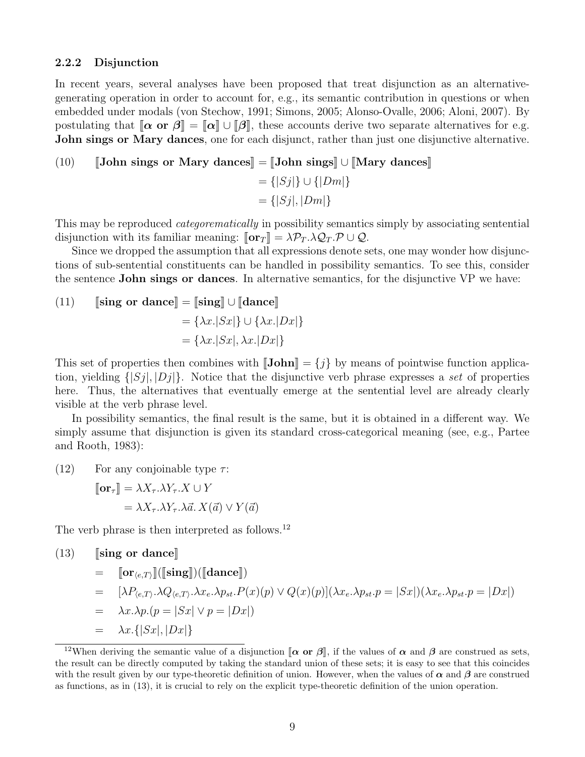### 2.2.2 Disjunction

In recent years, several analyses have been proposed that treat disjunction as an alternative-generating operation in order to account for, e.g., its semantic contribution in questions or when embedded under modals (von Stechow, 1991; Simons, 2005; Alonso-Ovalle, 2006; Aloni, 2007). By postulating that $[\![\boldsymbol{\alpha} \textbf{ or } \boldsymbol{\beta}]\!] = [\![\boldsymbol{\alpha}]\!] \cup [\![\boldsymbol{\beta}]\!]$, these accounts derive two separate alternatives for e.g. **John sings or Mary dances**, one for each disjunct, rather than just one disjunctive alternative.

(10)
$$
\begin{aligned}
[\![\textbf{John sings or Mary dances}]\!] &= [\![\textbf{John sings}]\!] \cup [\![\textbf{Mary dances}]\!] \\
&= \{|Sj|\} \cup \{|Dm|\} \\
&= \{|Sj|, |Dm|\}
\end{aligned}
$$

This may be reproduced *categorematically* in possibility semantics simply by associating sentential disjunction with its familiar meaning: $[\![\textbf{or}_T]\!] = \lambda \mathcal{P}_T.\lambda \mathcal{Q}_T.\mathcal{P} \cup \mathcal{Q}$.

Since we dropped the assumption that all expressions denote sets, one may wonder how disjunctions of sub-sentential constituents can be handled in possibility semantics. To see this, consider the sentence **John sings or dances**. In alternative semantics, for the disjunctive VP we have:

(11)
$$
\begin{aligned}
[\![\textbf{sing or dance}]\!] &= [\![\textbf{sing}]\!] \cup [\![\textbf{dance}]\!] \\
&= \{\lambda x.|Sx|\} \cup \{\lambda x.|Dx|\} \\
&= \{\lambda x.|Sx|, \lambda x.|Dx|\}
\end{aligned}
$$

This set of properties then combines with $[\![\textbf{John}]\!] = \{j\}$ by means of pointwise function application, yielding $\{|Sj|, |Dj|\}$. Notice that the disjunctive verb phrase expresses a *set* of properties here. Thus, the alternatives that eventually emerge at the sentential level are already clearly visible at the verb phrase level.

In possibility semantics, the final result is the same, but it is obtained in a different way. We simply assume that disjunction is given its standard cross-categorical meaning (see, e.g., Partee and Rooth, 1983):

(12) For any conjoinable type $\tau$:

$$
\begin{aligned}
[\![\textbf{or}_\tau]\!] &= \lambda X_\tau.\lambda Y_\tau.X \cup Y \\
&= \lambda X_\tau.\lambda Y_\tau.\lambda \vec{a}.\, X(\vec{a}) \vee Y(\vec{a})
\end{aligned}
$$

The verb phrase is then interpreted as follows.[12]

(13)
$$
\begin{aligned}
& [\![\textbf{sing or dance}]\!] \\
= \;& [\![\textbf{or}_{\langle e,T\rangle}]\!]([\![\textbf{sing}]\!])([\![\textbf{dance}]\!]) \\
= \;& [\lambda P_{\langle e,T\rangle}.\lambda Q_{\langle e,T\rangle}.\lambda x_e.\lambda p_{st}.P(x)(p) \vee Q(x)(p)](\lambda x_e.\lambda p_{st}.p = |Sx|)(\lambda x_e.\lambda p_{st}.p = |Dx|) \\
= \;& \lambda x.\lambda p.(p = |Sx| \vee p = |Dx|) \\
= \;& \lambda x.\{|Sx|, |Dx|\}
\end{aligned}
$$

[12] When deriving the semantic value of a disjunction $[\![\boldsymbol{\alpha} \textbf{ or } \boldsymbol{\beta}]\!]$, if the values of $\boldsymbol{\alpha}$ and $\boldsymbol{\beta}$ are construed as sets, the result can be directly computed by taking the standard union of these sets; it is easy to see that this coincides with the result given by our type-theoretic definition of union. However, when the values of $\boldsymbol{\alpha}$ and $\boldsymbol{\beta}$ are construed as functions, as in (13), it is crucial to rely on the explicit type-theoretic definition of the union operation.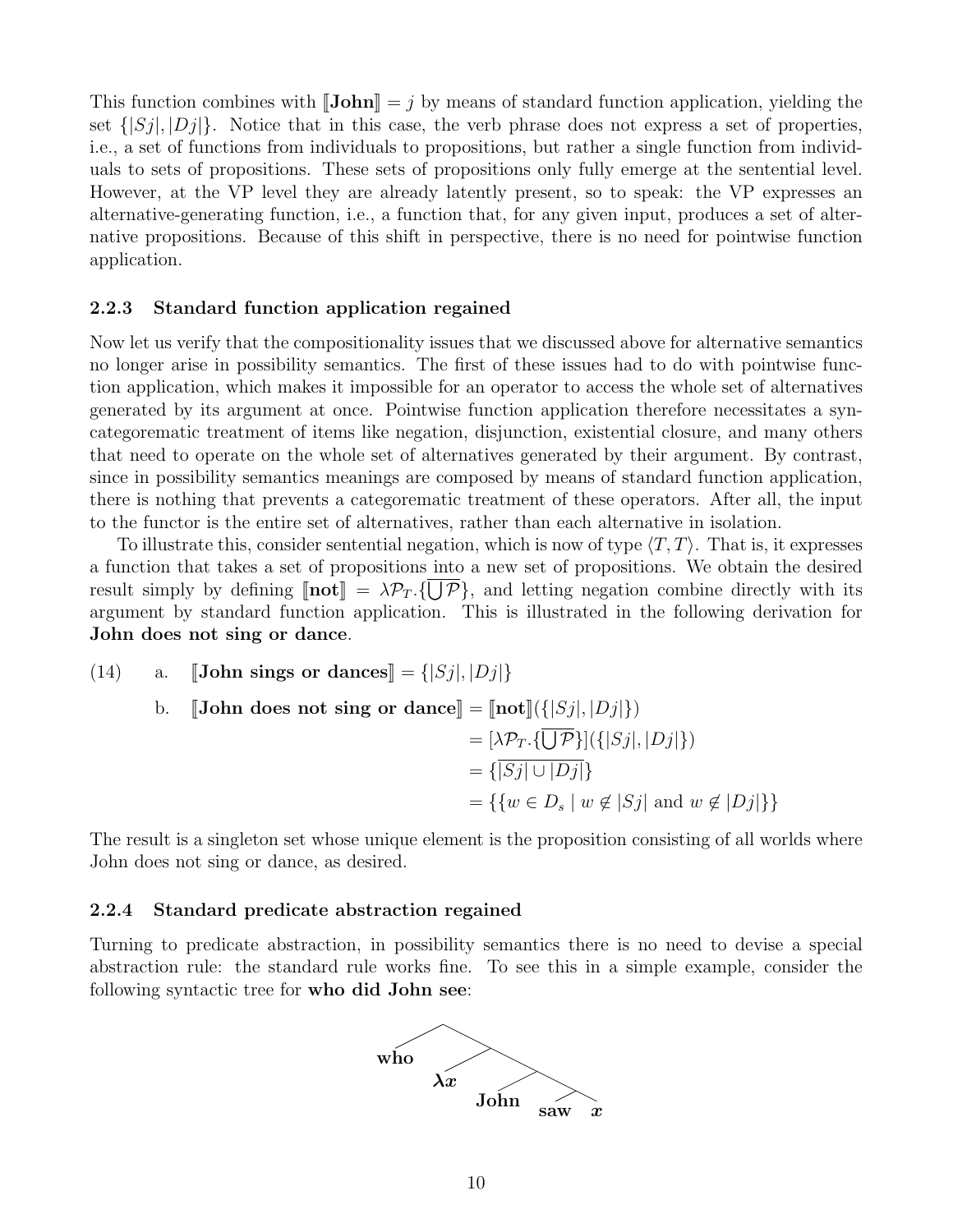This function combines with $[\![\textbf{John}]\!] = j$ by means of standard function application, yielding the set $\{|Sj|, |Dj|\}$. Notice that in this case, the verb phrase does not express a set of properties, i.e., a set of functions from individuals to propositions, but rather a single function from individuals to sets of propositions. These sets of propositions only fully emerge at the sentential level. However, at the VP level they are already latently present, so to speak: the VP expresses an alternative-generating function, i.e., a function that, for any given input, produces a set of alternative propositions. Because of this shift in perspective, there is no need for pointwise function application.

### 2.2.3 Standard function application regained

Now let us verify that the compositionality issues that we discussed above for alternative semantics no longer arise in possibility semantics. The first of these issues had to do with pointwise function application, which makes it impossible for an operator to access the whole set of alternatives generated by its argument at once. Pointwise function application therefore necessitates a syncategorematic treatment of items like negation, disjunction, existential closure, and many others that need to operate on the whole set of alternatives generated by their argument. By contrast, since in possibility semantics meanings are composed by means of standard function application, there is nothing that prevents a categorematic treatment of these operators. After all, the input to the functor is the entire set of alternatives, rather than each alternative in isolation.

To illustrate this, consider sentential negation, which is now of type $\langle T, T \rangle$. That is, it expresses a function that takes a set of propositions into a new set of propositions. We obtain the desired result simply by defining $[\![\textbf{not}]\!] = \lambda \mathcal{P}_T.\{\overline{\bigcup \mathcal{P}}\}$, and letting negation combine directly with its argument by standard function application. This is illustrated in the following derivation for **John does not sing or dance**.

(14) a. $[\![\textbf{John sings or dances}]\!] = \{|Sj|, |Dj|\}$

b. $$\begin{aligned}[\![\textbf{John does not sing or dance}]\!] &= [\![\textbf{not}]\!](\{|Sj|, |Dj|\}) \\ &= [\lambda \mathcal{P}_T.\{\overline{\bigcup \mathcal{P}}\}](\{|Sj|, |Dj|\}) \\ &= \{\overline{|Sj| \cup |Dj|}\} \\ &= \{\{w \in D_s \mid w \notin |Sj| \text{ and } w \notin |Dj|\}\}\end{aligned}$$

The result is a singleton set whose unique element is the proposition consisting of all worlds where John does not sing or dance, as desired.

### 2.2.4 Standard predicate abstraction regained

Turning to predicate abstraction, in possibility semantics there is no need to devise a special abstraction rule: the standard rule works fine. To see this in a simple example, consider the following syntactic tree for **who did John see**:

```
        /\
     who  /\
        λx  /\
        John  /\
            saw  x
```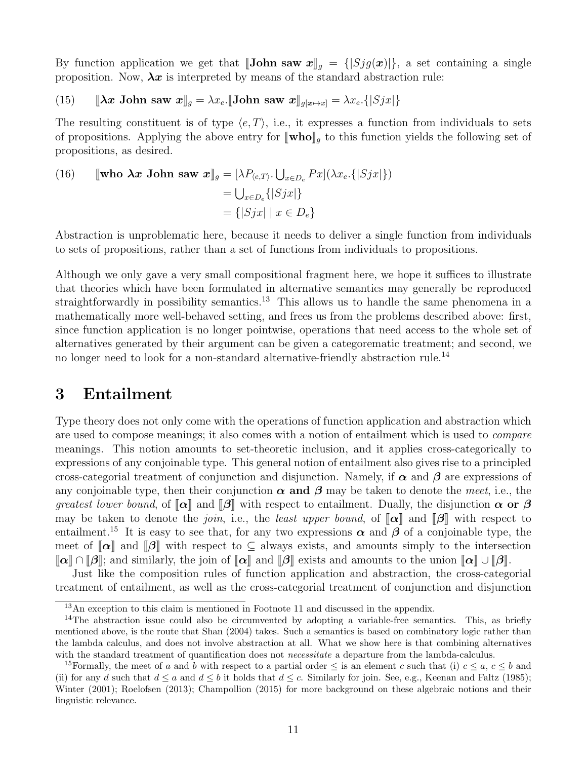By function application we get that $[\![\textbf{John saw } \boldsymbol{x}]\!]_g = \{|Sjg(\boldsymbol{x})|\}$, a set containing a single proposition. Now, $\boldsymbol{\lambda x}$ is interpreted by means of the standard abstraction rule:

(15) $$[\![\boldsymbol{\lambda x} \textbf{ John saw } \boldsymbol{x}]\!]_g = \lambda x_e.[\![\textbf{John saw } \boldsymbol{x}]\!]_{g[\boldsymbol{x} \mapsto x]} = \lambda x_e.\{|Sjx|\}$$

The resulting constituent is of type $\langle e, T\rangle$, i.e., it expresses a function from individuals to sets of propositions. Applying the above entry for $[\![\textbf{who}]\!]_g$ to this function yields the following set of propositions, as desired.

(16) $$\begin{aligned}[\![\textbf{who } \boldsymbol{\lambda x} \textbf{ John saw } \boldsymbol{x}]\!]_g &= [\lambda P_{\langle e,T\rangle}.\textstyle\bigcup_{x \in D_e} Px](\lambda x_e.\{|Sjx|\}) \\ &= \textstyle\bigcup_{x \in D_e}\{|Sjx|\} \\ &= \{|Sjx| \mid x \in D_e\}\end{aligned}$$

Abstraction is unproblematic here, because it needs to deliver a single function from individuals to sets of propositions, rather than a set of functions from individuals to propositions.

Although we only gave a very small compositional fragment here, we hope it suffices to illustrate that theories which have been formulated in alternative semantics may generally be reproduced straightforwardly in possibility semantics.[13] This allows us to handle the same phenomena in a mathematically more well-behaved setting, and frees us from the problems described above: first, since function application is no longer pointwise, operations that need access to the whole set of alternatives generated by their argument can be given a categorematic treatment; and second, we no longer need to look for a non-standard alternative-friendly abstraction rule.[14]

# 3 Entailment

Type theory does not only come with the operations of function application and abstraction which are used to compose meanings; it also comes with a notion of entailment which is used to *compare* meanings. This notion amounts to set-theoretic inclusion, and it applies cross-categorically to expressions of any conjoinable type. This general notion of entailment also gives rise to a principled cross-categorial treatment of conjunction and disjunction. Namely, if $\boldsymbol{\alpha}$ and $\boldsymbol{\beta}$ are expressions of any conjoinable type, then their conjunction $\boldsymbol{\alpha}$ **and** $\boldsymbol{\beta}$ may be taken to denote the *meet*, i.e., the *greatest lower bound*, of $[\![\boldsymbol{\alpha}]\!]$ and $[\![\boldsymbol{\beta}]\!]$ with respect to entailment. Dually, the disjunction $\boldsymbol{\alpha}$ **or** $\boldsymbol{\beta}$ may be taken to denote the *join*, i.e., the *least upper bound*, of $[\![\boldsymbol{\alpha}]\!]$ and $[\![\boldsymbol{\beta}]\!]$ with respect to entailment.[15] It is easy to see that, for any two expressions $\boldsymbol{\alpha}$ and $\boldsymbol{\beta}$ of a conjoinable type, the meet of $[\![\boldsymbol{\alpha}]\!]$ and $[\![\boldsymbol{\beta}]\!]$ with respect to $\subseteq$ always exists, and amounts simply to the intersection $[\![\boldsymbol{\alpha}]\!] \cap [\![\boldsymbol{\beta}]\!]$; and similarly, the join of $[\![\boldsymbol{\alpha}]\!]$ and $[\![\boldsymbol{\beta}]\!]$ exists and amounts to the union $[\![\boldsymbol{\alpha}]\!] \cup [\![\boldsymbol{\beta}]\!]$.

Just like the composition rules of function application and abstraction, the cross-categorial treatment of entailment, as well as the cross-categorial treatment of conjunction and disjunction

---

[13] An exception to this claim is mentioned in Footnote 11 and discussed in the appendix.

[14] The abstraction issue could also be circumvented by adopting a variable-free semantics. This, as briefly mentioned above, is the route that Shan (2004) takes. Such a semantics is based on combinatory logic rather than the lambda calculus, and does not involve abstraction at all. What we show here is that combining alternatives with the standard treatment of quantification does not *necessitate* a departure from the lambda-calculus.

[15] Formally, the meet of $a$ and $b$ with respect to a partial order $\leq$ is an element $c$ such that (i) $c \leq a$, $c \leq b$ and (ii) for any $d$ such that $d \leq a$ and $d \leq b$ it holds that $d \leq c$. Similarly for join. See, e.g., Keenan and Faltz (1985); Winter (2001); Roelofsen (2013); Champollion (2015) for more background on these algebraic notions and their linguistic relevance.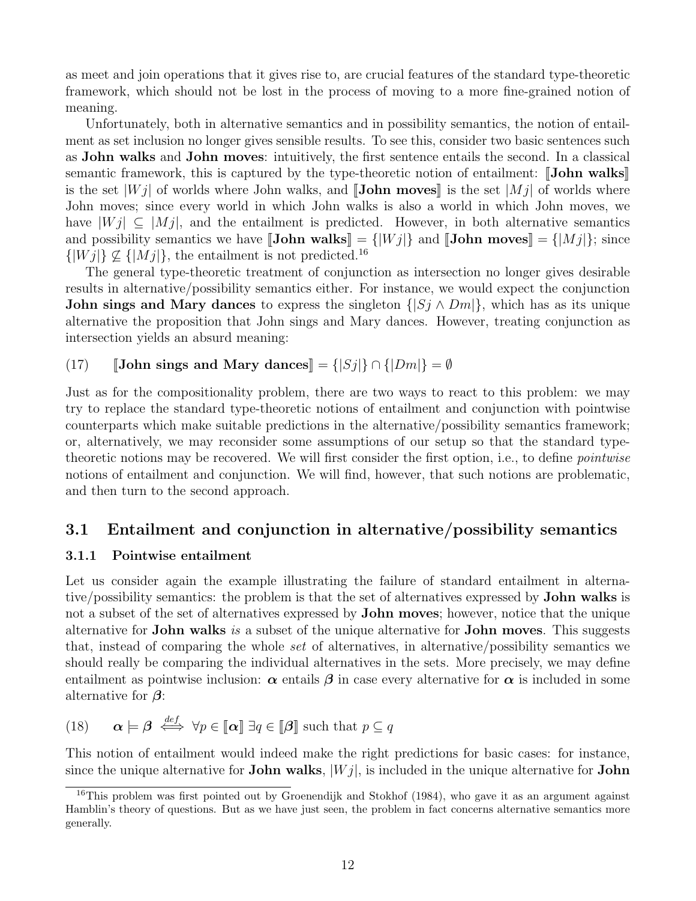as meet and join operations that it gives rise to, are crucial features of the standard type-theoretic framework, which should not be lost in the process of moving to a more fine-grained notion of meaning.

Unfortunately, both in alternative semantics and in possibility semantics, the notion of entailment as set inclusion no longer gives sensible results. To see this, consider two basic sentences such as **John walks** and **John moves**: intuitively, the first sentence entails the second. In a classical semantic framework, this is captured by the type-theoretic notion of entailment: $[\![\textbf{John walks}]\!]$ is the set $|Wj|$ of worlds where John walks, and $[\![\textbf{John moves}]\!]$ is the set $|Mj|$ of worlds where John moves; since every world in which John walks is also a world in which John moves, we have $|Wj| \subseteq |Mj|$, and the entailment is predicted. However, in both alternative semantics and possibility semantics we have $[\![\textbf{John walks}]\!] = \{|Wj|\}$ and $[\![\textbf{John moves}]\!] = \{|Mj|\}$; since $\{|Wj|\} \not\subseteq \{|Mj|\}$, the entailment is not predicted.[16]

The general type-theoretic treatment of conjunction as intersection no longer gives desirable results in alternative/possibility semantics either. For instance, we would expect the conjunction **John sings and Mary dances** to express the singleton $\{|Sj \wedge Dm|\}$, which has as its unique alternative the proposition that John sings and Mary dances. However, treating conjunction as intersection yields an absurd meaning:

(17) $[\![\textbf{John sings and Mary dances}]\!] = \{|Sj|\} \cap \{|Dm|\} = \emptyset$

Just as for the compositionality problem, there are two ways to react to this problem: we may try to replace the standard type-theoretic notions of entailment and conjunction with pointwise counterparts which make suitable predictions in the alternative/possibility semantics framework; or, alternatively, we may reconsider some assumptions of our setup so that the standard type-theoretic notions may be recovered. We will first consider the first option, i.e., to define *pointwise* notions of entailment and conjunction. We will find, however, that such notions are problematic, and then turn to the second approach.

## 3.1 Entailment and conjunction in alternative/possibility semantics

### 3.1.1 Pointwise entailment

Let us consider again the example illustrating the failure of standard entailment in alternative/possibility semantics: the problem is that the set of alternatives expressed by **John walks** is not a subset of the set of alternatives expressed by **John moves**; however, notice that the unique alternative for **John walks** *is* a subset of the unique alternative for **John moves**. This suggests that, instead of comparing the whole *set* of alternatives, in alternative/possibility semantics we should really be comparing the individual alternatives in the sets. More precisely, we may define entailment as pointwise inclusion: $\boldsymbol{\alpha}$ entails $\boldsymbol{\beta}$ in case every alternative for $\boldsymbol{\alpha}$ is included in some alternative for $\boldsymbol{\beta}$:

(18) $\boldsymbol{\alpha} \models \boldsymbol{\beta} \overset{def}{\iff} \forall p \in [\![\boldsymbol{\alpha}]\!]\ \exists q \in [\![\boldsymbol{\beta}]\!]$ such that $p \subseteq q$

This notion of entailment would indeed make the right predictions for basic cases: for instance, since the unique alternative for **John walks**, $|Wj|$, is included in the unique alternative for **John**

[16] This problem was first pointed out by Groenendijk and Stokhof (1984), who gave it as an argument against Hamblin's theory of questions. But as we have just seen, the problem in fact concerns alternative semantics more generally.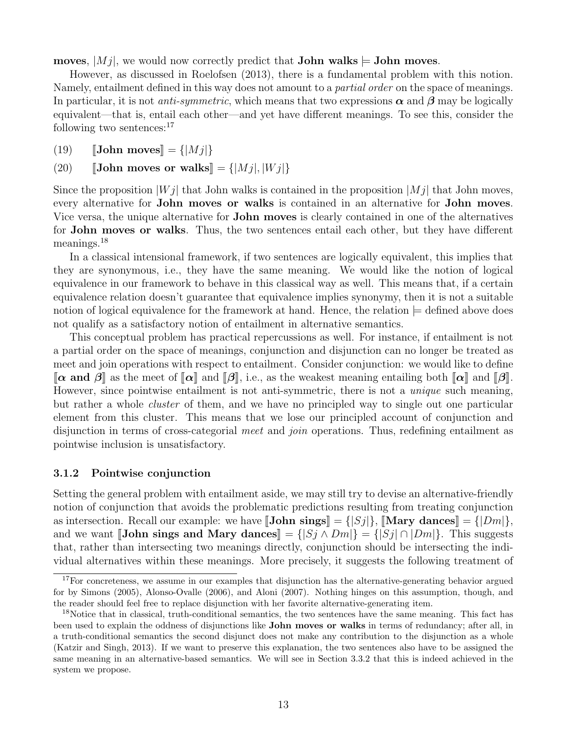**moves**, $|Mj|$, we would now correctly predict that **John walks** $\models$ **John moves**.

However, as discussed in Roelofsen (2013), there is a fundamental problem with this notion. Namely, entailment defined in this way does not amount to a *partial order* on the space of meanings. In particular, it is not *anti-symmetric*, which means that two expressions $\boldsymbol{\alpha}$ and $\boldsymbol{\beta}$ may be logically equivalent—that is, entail each other—and yet have different meanings. To see this, consider the following two sentences:[17]

(19) $[\![$**John moves**$]\!] = \{|Mj|\}$

(20) $[\![$**John moves or walks**$]\!] = \{|Mj|, |Wj|\}$

Since the proposition $|Wj|$ that John walks is contained in the proposition $|Mj|$ that John moves, every alternative for **John moves or walks** is contained in an alternative for **John moves**. Vice versa, the unique alternative for **John moves** is clearly contained in one of the alternatives for **John moves or walks**. Thus, the two sentences entail each other, but they have different meanings.[18]

In a classical intensional framework, if two sentences are logically equivalent, this implies that they are synonymous, i.e., they have the same meaning. We would like the notion of logical equivalence in our framework to behave in this classical way as well. This means that, if a certain equivalence relation doesn't guarantee that equivalence implies synonymy, then it is not a suitable notion of logical equivalence for the framework at hand. Hence, the relation $\models$ defined above does not qualify as a satisfactory notion of entailment in alternative semantics.

This conceptual problem has practical repercussions as well. For instance, if entailment is not a partial order on the space of meanings, conjunction and disjunction can no longer be treated as meet and join operations with respect to entailment. Consider conjunction: we would like to define $[\![\boldsymbol{\alpha}$ **and** $\boldsymbol{\beta}]\!]$ as the meet of $[\![\boldsymbol{\alpha}]\!]$ and $[\![\boldsymbol{\beta}]\!]$, i.e., as the weakest meaning entailing both $[\![\boldsymbol{\alpha}]\!]$ and $[\![\boldsymbol{\beta}]\!]$. However, since pointwise entailment is not anti-symmetric, there is not a *unique* such meaning, but rather a whole *cluster* of them, and we have no principled way to single out one particular element from this cluster. This means that we lose our principled account of conjunction and disjunction in terms of cross-categorial *meet* and *join* operations. Thus, redefining entailment as pointwise inclusion is unsatisfactory.

### 3.1.2 Pointwise conjunction

Setting the general problem with entailment aside, we may still try to devise an alternative-friendly notion of conjunction that avoids the problematic predictions resulting from treating conjunction as intersection. Recall our example: we have $[\![$**John sings**$]\!] = \{|Sj|\}$, $[\![$**Mary dances**$]\!] = \{|Dm|\}$, and we want $[\![$**John sings and Mary dances**$]\!] = \{|Sj \wedge Dm|\} = \{|Sj| \cap |Dm|\}$. This suggests that, rather than intersecting two meanings directly, conjunction should be intersecting the individual alternatives within these meanings. More precisely, it suggests the following treatment of

[17] For concreteness, we assume in our examples that disjunction has the alternative-generating behavior argued for by Simons (2005), Alonso-Ovalle (2006), and Aloni (2007). Nothing hinges on this assumption, though, and the reader should feel free to replace disjunction with her favorite alternative-generating item.

[18] Notice that in classical, truth-conditional semantics, the two sentences have the same meaning. This fact has been used to explain the oddness of disjunctions like **John moves or walks** in terms of redundancy; after all, in a truth-conditional semantics the second disjunct does not make any contribution to the disjunction as a whole (Katzir and Singh, 2013). If we want to preserve this explanation, the two sentences also have to be assigned the same meaning in an alternative-based semantics. We will see in Section 3.3.2 that this is indeed achieved in the system we propose.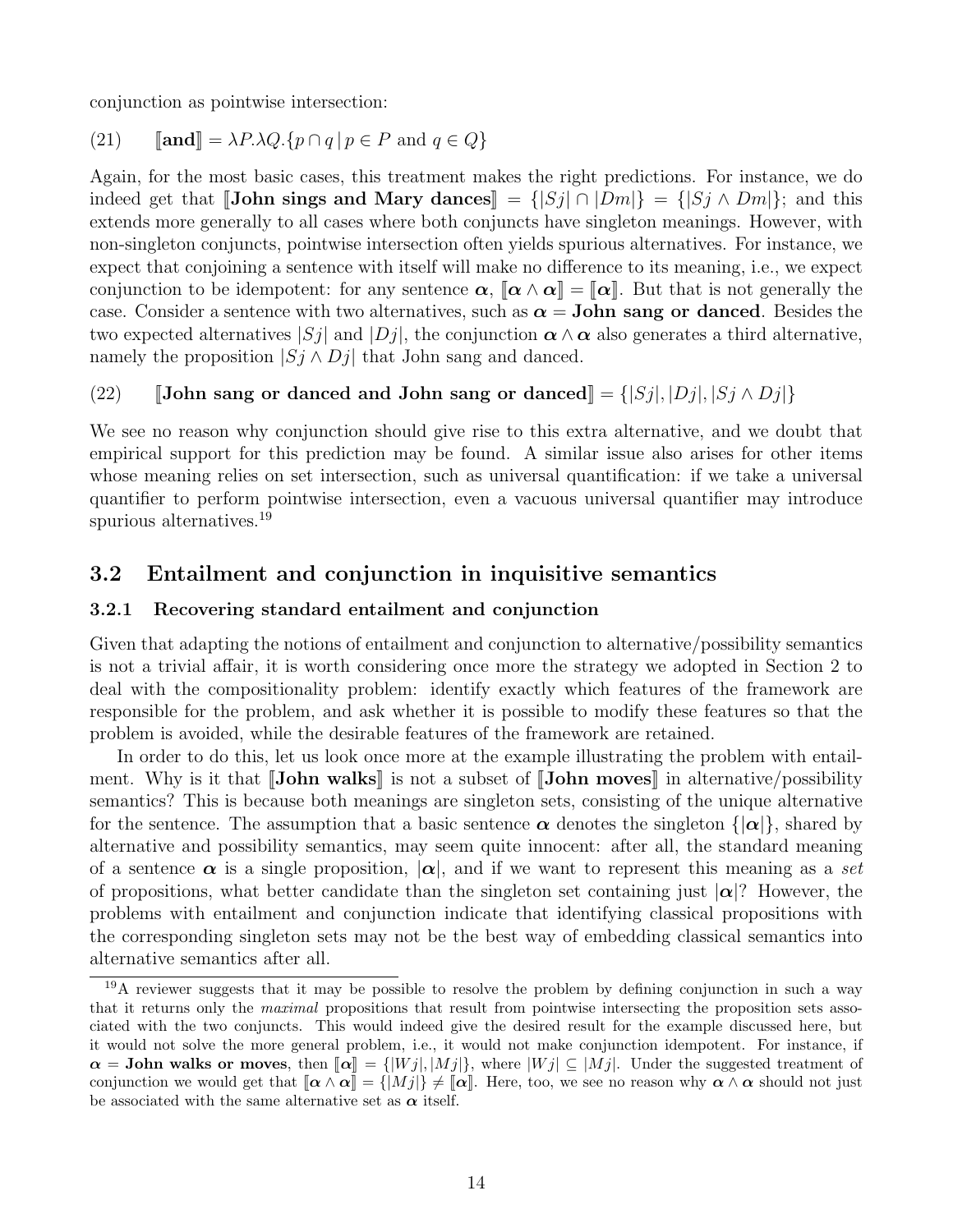conjunction as pointwise intersection:

(21) $[\![\textbf{and}]\!] = \lambda P.\lambda Q.\{p \cap q \mid p \in P \text{ and } q \in Q\}$

Again, for the most basic cases, this treatment makes the right predictions. For instance, we do indeed get that $[\![\textbf{John sings and Mary dances}]\!] = \{|Sj| \cap |Dm|\} = \{|Sj \wedge Dm|\}$; and this extends more generally to all cases where both conjuncts have singleton meanings. However, with non-singleton conjuncts, pointwise intersection often yields spurious alternatives. For instance, we expect that conjoining a sentence with itself will make no difference to its meaning, i.e., we expect conjunction to be idempotent: for any sentence $\boldsymbol{\alpha}$, $[\![\boldsymbol{\alpha} \wedge \boldsymbol{\alpha}]\!] = [\![\boldsymbol{\alpha}]\!]$. But that is not generally the case. Consider a sentence with two alternatives, such as $\boldsymbol{\alpha} =$ **John sang or danced**. Besides the two expected alternatives $|Sj|$ and $|Dj|$, the conjunction $\boldsymbol{\alpha} \wedge \boldsymbol{\alpha}$ also generates a third alternative, namely the proposition $|Sj \wedge Dj|$ that John sang and danced.

(22) $[\![\textbf{John sang or danced and John sang or danced}]\!] = \{|Sj|, |Dj|, |Sj \wedge Dj|\}$

We see no reason why conjunction should give rise to this extra alternative, and we doubt that empirical support for this prediction may be found. A similar issue also arises for other items whose meaning relies on set intersection, such as universal quantification: if we take a universal quantifier to perform pointwise intersection, even a vacuous universal quantifier may introduce spurious alternatives.[19]

## 3.2 Entailment and conjunction in inquisitive semantics

### 3.2.1 Recovering standard entailment and conjunction

Given that adapting the notions of entailment and conjunction to alternative/possibility semantics is not a trivial affair, it is worth considering once more the strategy we adopted in Section 2 to deal with the compositionality problem: identify exactly which features of the framework are responsible for the problem, and ask whether it is possible to modify these features so that the problem is avoided, while the desirable features of the framework are retained.

In order to do this, let us look once more at the example illustrating the problem with entailment. Why is it that $[\![\textbf{John walks}]\!]$ is not a subset of $[\![\textbf{John moves}]\!]$ in alternative/possibility semantics? This is because both meanings are singleton sets, consisting of the unique alternative for the sentence. The assumption that a basic sentence $\boldsymbol{\alpha}$ denotes the singleton $\{|\boldsymbol{\alpha}|\}$, shared by alternative and possibility semantics, may seem quite innocent: after all, the standard meaning of a sentence $\boldsymbol{\alpha}$ is a single proposition, $|\boldsymbol{\alpha}|$, and if we want to represent this meaning as a *set* of propositions, what better candidate than the singleton set containing just $|\boldsymbol{\alpha}|$? However, the problems with entailment and conjunction indicate that identifying classical propositions with the corresponding singleton sets may not be the best way of embedding classical semantics into alternative semantics after all.

---

[19] A reviewer suggests that it may be possible to resolve the problem by defining conjunction in such a way that it returns only the *maximal* propositions that result from pointwise intersecting the proposition sets associated with the two conjuncts. This would indeed give the desired result for the example discussed here, but it would not solve the more general problem, i.e., it would not make conjunction idempotent. For instance, if $\boldsymbol{\alpha} =$ **John walks or moves**, then $[\![\boldsymbol{\alpha}]\!] = \{|Wj|, |Mj|\}$, where $|Wj| \subseteq |Mj|$. Under the suggested treatment of conjunction we would get that $[\![\boldsymbol{\alpha} \wedge \boldsymbol{\alpha}]\!] = \{|Mj|\} \neq [\![\boldsymbol{\alpha}]\!]$. Here, too, we see no reason why $\boldsymbol{\alpha} \wedge \boldsymbol{\alpha}$ should not just be associated with the same alternative set as $\boldsymbol{\alpha}$ itself.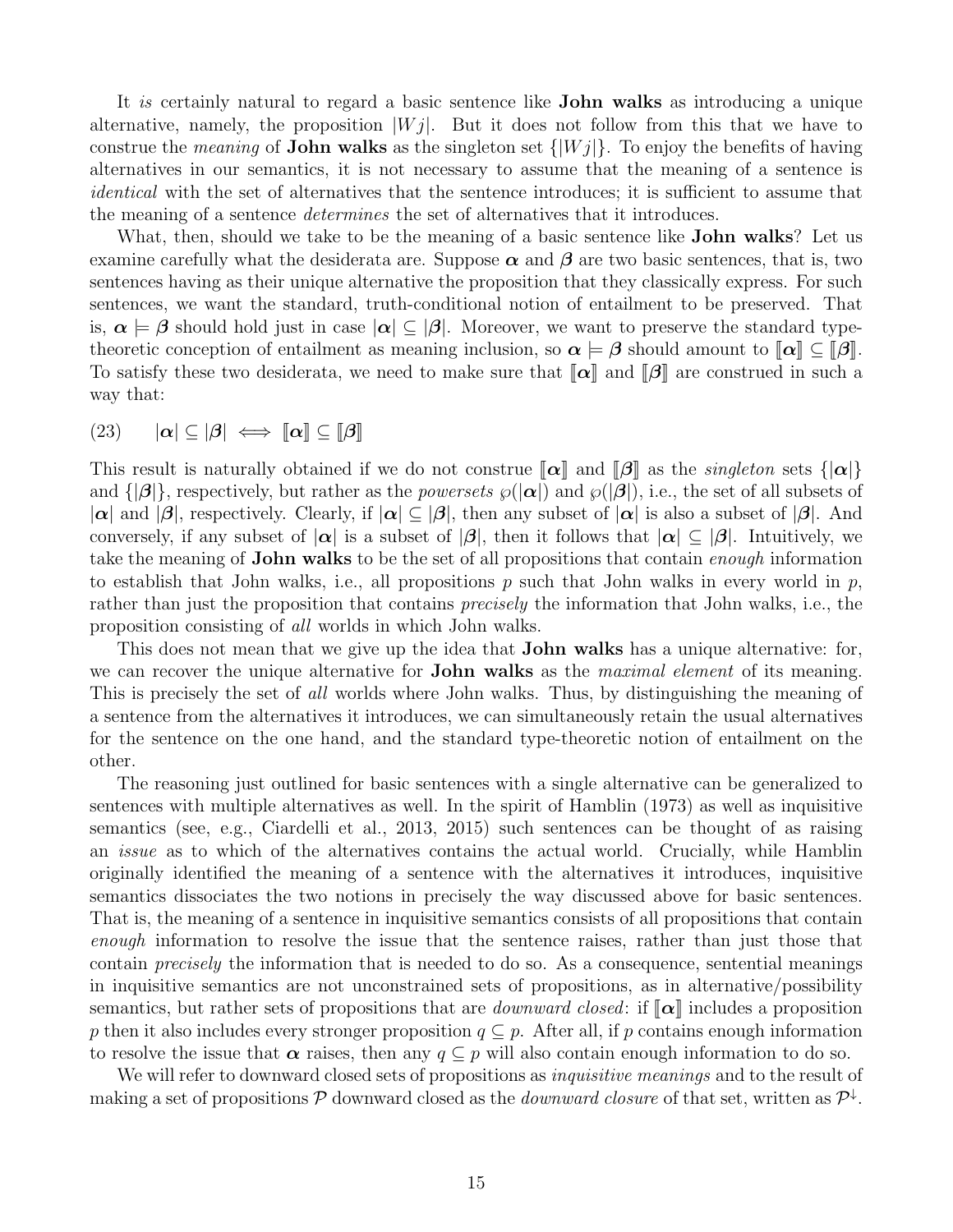It *is* certainly natural to regard a basic sentence like **John walks** as introducing a unique alternative, namely, the proposition $|Wj|$. But it does not follow from this that we have to construe the *meaning* of **John walks** as the singleton set $\{|Wj|\}$. To enjoy the benefits of having alternatives in our semantics, it is not necessary to assume that the meaning of a sentence is *identical* with the set of alternatives that the sentence introduces; it is sufficient to assume that the meaning of a sentence *determines* the set of alternatives that it introduces.

What, then, should we take to be the meaning of a basic sentence like **John walks**? Let us examine carefully what the desiderata are. Suppose $\boldsymbol{\alpha}$ and $\boldsymbol{\beta}$ are two basic sentences, that is, two sentences having as their unique alternative the proposition that they classically express. For such sentences, we want the standard, truth-conditional notion of entailment to be preserved. That is, $\boldsymbol{\alpha} \models \boldsymbol{\beta}$ should hold just in case $|\boldsymbol{\alpha}| \subseteq |\boldsymbol{\beta}|$. Moreover, we want to preserve the standard type-theoretic conception of entailment as meaning inclusion, so $\boldsymbol{\alpha} \models \boldsymbol{\beta}$ should amount to $[\![\boldsymbol{\alpha}]\!] \subseteq [\![\boldsymbol{\beta}]\!]$. To satisfy these two desiderata, we need to make sure that $[\![\boldsymbol{\alpha}]\!]$ and $[\![\boldsymbol{\beta}]\!]$ are construed in such a way that:

(23) $\quad |\boldsymbol{\alpha}| \subseteq |\boldsymbol{\beta}| \iff [\![\boldsymbol{\alpha}]\!] \subseteq [\![\boldsymbol{\beta}]\!]$

This result is naturally obtained if we do not construe $[\![\boldsymbol{\alpha}]\!]$ and $[\![\boldsymbol{\beta}]\!]$ as the *singleton* sets $\{|\boldsymbol{\alpha}|\}$ and $\{|\boldsymbol{\beta}|\}$, respectively, but rather as the *powersets* $\wp(|\boldsymbol{\alpha}|)$ and $\wp(|\boldsymbol{\beta}|)$, i.e., the set of all subsets of $|\boldsymbol{\alpha}|$ and $|\boldsymbol{\beta}|$, respectively. Clearly, if $|\boldsymbol{\alpha}| \subseteq |\boldsymbol{\beta}|$, then any subset of $|\boldsymbol{\alpha}|$ is also a subset of $|\boldsymbol{\beta}|$. And conversely, if any subset of $|\boldsymbol{\alpha}|$ is a subset of $|\boldsymbol{\beta}|$, then it follows that $|\boldsymbol{\alpha}| \subseteq |\boldsymbol{\beta}|$. Intuitively, we take the meaning of **John walks** to be the set of all propositions that contain *enough* information to establish that John walks, i.e., all propositions $p$ such that John walks in every world in $p$, rather than just the proposition that contains *precisely* the information that John walks, i.e., the proposition consisting of *all* worlds in which John walks.

This does not mean that we give up the idea that **John walks** has a unique alternative: for, we can recover the unique alternative for **John walks** as the *maximal element* of its meaning. This is precisely the set of *all* worlds where John walks. Thus, by distinguishing the meaning of a sentence from the alternatives it introduces, we can simultaneously retain the usual alternatives for the sentence on the one hand, and the standard type-theoretic notion of entailment on the other.

The reasoning just outlined for basic sentences with a single alternative can be generalized to sentences with multiple alternatives as well. In the spirit of Hamblin (1973) as well as inquisitive semantics (see, e.g., Ciardelli et al., 2013, 2015) such sentences can be thought of as raising an *issue* as to which of the alternatives contains the actual world. Crucially, while Hamblin originally identified the meaning of a sentence with the alternatives it introduces, inquisitive semantics dissociates the two notions in precisely the way discussed above for basic sentences. That is, the meaning of a sentence in inquisitive semantics consists of all propositions that contain *enough* information to resolve the issue that the sentence raises, rather than just those that contain *precisely* the information that is needed to do so. As a consequence, sentential meanings in inquisitive semantics are not unconstrained sets of propositions, as in alternative/possibility semantics, but rather sets of propositions that are *downward closed*: if $[\![\boldsymbol{\alpha}]\!]$ includes a proposition $p$ then it also includes every stronger proposition $q \subseteq p$. After all, if $p$ contains enough information to resolve the issue that $\boldsymbol{\alpha}$ raises, then any $q \subseteq p$ will also contain enough information to do so.

We will refer to downward closed sets of propositions as *inquisitive meanings* and to the result of making a set of propositions $\mathcal{P}$ downward closed as the *downward closure* of that set, written as $\mathcal{P}^{\downarrow}$.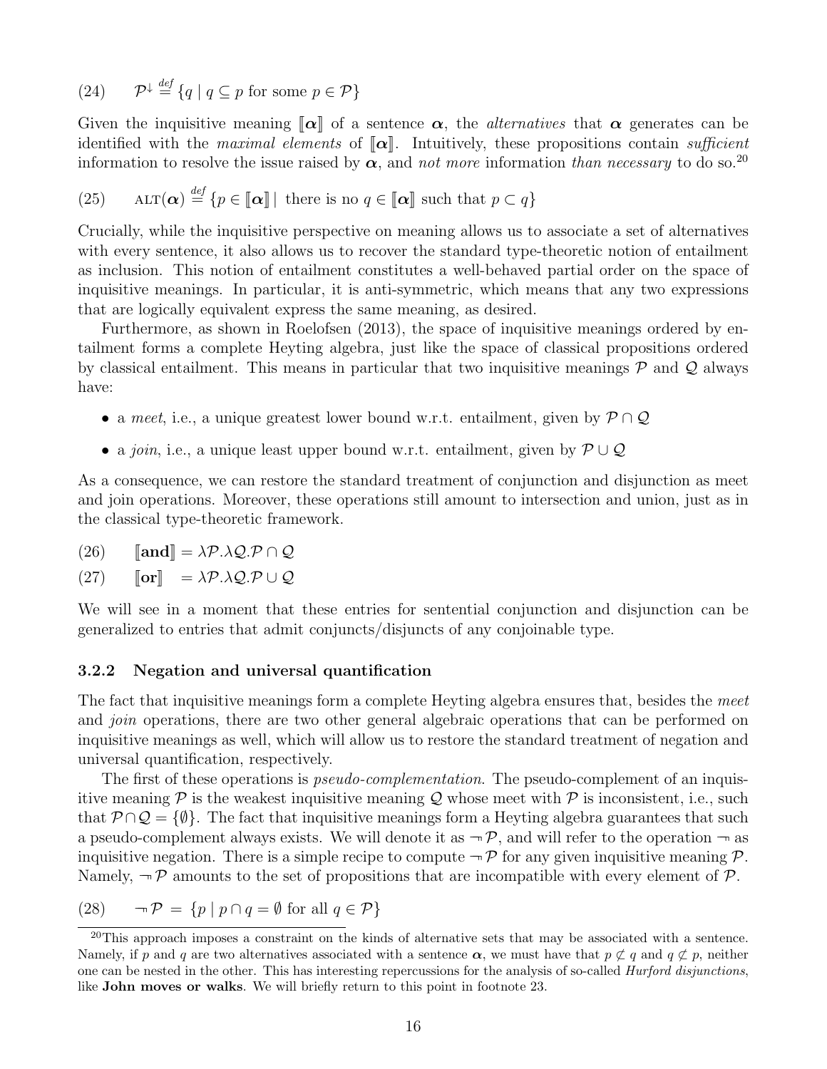(24) $\mathcal{P}^{\downarrow} \overset{def}{=} \{q \mid q \subseteq p \text{ for some } p \in \mathcal{P}\}$

Given the inquisitive meaning $[\![\boldsymbol{\alpha}]\!]$ of a sentence $\boldsymbol{\alpha}$, the *alternatives* that $\boldsymbol{\alpha}$ generates can be identified with the *maximal elements* of $[\![\boldsymbol{\alpha}]\!]$. Intuitively, these propositions contain *sufficient* information to resolve the issue raised by $\boldsymbol{\alpha}$, and *not more* information *than necessary* to do so.[20]

(25) $\textsc{alt}(\boldsymbol{\alpha}) \overset{def}{=} \{p \in [\![\boldsymbol{\alpha}]\!] \mid \text{ there is no } q \in [\![\boldsymbol{\alpha}]\!] \text{ such that } p \subset q\}$

Crucially, while the inquisitive perspective on meaning allows us to associate a set of alternatives with every sentence, it also allows us to recover the standard type-theoretic notion of entailment as inclusion. This notion of entailment constitutes a well-behaved partial order on the space of inquisitive meanings. In particular, it is anti-symmetric, which means that any two expressions that are logically equivalent express the same meaning, as desired.

Furthermore, as shown in Roelofsen (2013), the space of inquisitive meanings ordered by entailment forms a complete Heyting algebra, just like the space of classical propositions ordered by classical entailment. This means in particular that two inquisitive meanings $\mathcal{P}$ and $\mathcal{Q}$ always have:

- a *meet*, i.e., a unique greatest lower bound w.r.t. entailment, given by $\mathcal{P} \cap \mathcal{Q}$
- a *join*, i.e., a unique least upper bound w.r.t. entailment, given by $\mathcal{P} \cup \mathcal{Q}$

As a consequence, we can restore the standard treatment of conjunction and disjunction as meet and join operations. Moreover, these operations still amount to intersection and union, just as in the classical type-theoretic framework.

(26) $[\![\textbf{and}]\!] = \lambda \mathcal{P}.\lambda \mathcal{Q}.\mathcal{P} \cap \mathcal{Q}$

(27) $[\![\textbf{or}]\!] \ \ = \lambda \mathcal{P}.\lambda \mathcal{Q}.\mathcal{P} \cup \mathcal{Q}$

We will see in a moment that these entries for sentential conjunction and disjunction can be generalized to entries that admit conjuncts/disjuncts of any conjoinable type.

### 3.2.2 Negation and universal quantification

The fact that inquisitive meanings form a complete Heyting algebra ensures that, besides the *meet* and *join* operations, there are two other general algebraic operations that can be performed on inquisitive meanings as well, which will allow us to restore the standard treatment of negation and universal quantification, respectively.

The first of these operations is *pseudo-complementation*. The pseudo-complement of an inquisitive meaning $\mathcal{P}$ is the weakest inquisitive meaning $\mathcal{Q}$ whose meet with $\mathcal{P}$ is inconsistent, i.e., such that $\mathcal{P} \cap \mathcal{Q} = \{\emptyset\}$. The fact that inquisitive meanings form a Heyting algebra guarantees that such a pseudo-complement always exists. We will denote it as $\neg\mathcal{P}$, and will refer to the operation $\neg$ as inquisitive negation. There is a simple recipe to compute $\neg\mathcal{P}$ for any given inquisitive meaning $\mathcal{P}$. Namely, $\neg\mathcal{P}$ amounts to the set of propositions that are incompatible with every element of $\mathcal{P}$.

(28) $\neg\mathcal{P} = \{p \mid p \cap q = \emptyset \text{ for all } q \in \mathcal{P}\}$

[20] This approach imposes a constraint on the kinds of alternative sets that may be associated with a sentence. Namely, if $p$ and $q$ are two alternatives associated with a sentence $\boldsymbol{\alpha}$, we must have that $p \not\subset q$ and $q \not\subset p$, neither one can be nested in the other. This has interesting repercussions for the analysis of so-called *Hurford disjunctions*, like **John moves or walks**. We will briefly return to this point in footnote 23.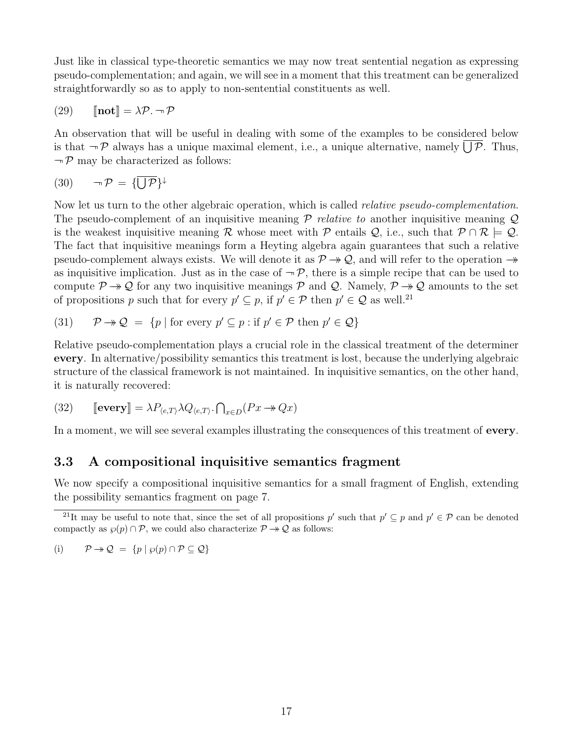Just like in classical type-theoretic semantics we may now treat sentential negation as expressing pseudo-complementation; and again, we will see in a moment that this treatment can be generalized straightforwardly so as to apply to non-sentential constituents as well.

(29) $[\![\textbf{not}]\!] = \lambda\mathcal{P}.\neg\mathcal{P}$

An observation that will be useful in dealing with some of the examples to be considered below is that $\neg\mathcal{P}$ always has a unique maximal element, i.e., a unique alternative, namely $\overline{\bigcup\mathcal{P}}$. Thus, $\neg\mathcal{P}$ may be characterized as follows:

(30) $\neg\mathcal{P} = \{\overline{\bigcup\mathcal{P}}\}^{\downarrow}$

Now let us turn to the other algebraic operation, which is called *relative pseudo-complementation*. The pseudo-complement of an inquisitive meaning $\mathcal{P}$ *relative to* another inquisitive meaning $\mathcal{Q}$ is the weakest inquisitive meaning $\mathcal{R}$ whose meet with $\mathcal{P}$ entails $\mathcal{Q}$, i.e., such that $\mathcal{P}\cap\mathcal{R}\models\mathcal{Q}$. The fact that inquisitive meanings form a Heyting algebra again guarantees that such a relative pseudo-complement always exists. We will denote it as $\mathcal{P}\twoheadrightarrow\mathcal{Q}$, and will refer to the operation $\twoheadrightarrow$ as inquisitive implication. Just as in the case of $\neg\mathcal{P}$, there is a simple recipe that can be used to compute $\mathcal{P}\twoheadrightarrow\mathcal{Q}$ for any two inquisitive meanings $\mathcal{P}$ and $\mathcal{Q}$. Namely, $\mathcal{P}\twoheadrightarrow\mathcal{Q}$ amounts to the set of propositions $p$ such that for every $p'\subseteq p$, if $p'\in\mathcal{P}$ then $p'\in\mathcal{Q}$ as well.[21]

(31) $\mathcal{P}\twoheadrightarrow\mathcal{Q} \;=\; \{p \mid \text{for every } p'\subseteq p : \text{if } p'\in\mathcal{P} \text{ then } p'\in\mathcal{Q}\}$

Relative pseudo-complementation plays a crucial role in the classical treatment of the determiner **every**. In alternative/possibility semantics this treatment is lost, because the underlying algebraic structure of the classical framework is not maintained. In inquisitive semantics, on the other hand, it is naturally recovered:

(32) $[\![\textbf{every}]\!] = \lambda P_{\langle e,T\rangle}\lambda Q_{\langle e,T\rangle}.\bigcap_{x\in D}(Px\twoheadrightarrow Qx)$

In a moment, we will see several examples illustrating the consequences of this treatment of **every**.

### 3.3 A compositional inquisitive semantics fragment

We now specify a compositional inquisitive semantics for a small fragment of English, extending the possibility semantics fragment on page 7.

---

[21] It may be useful to note that, since the set of all propositions $p'$ such that $p'\subseteq p$ and $p'\in\mathcal{P}$ can be denoted compactly as $\wp(p)\cap\mathcal{P}$, we could also characterize $\mathcal{P}\twoheadrightarrow\mathcal{Q}$ as follows:

(i) $\mathcal{P}\twoheadrightarrow\mathcal{Q} \;=\; \{p \mid \wp(p)\cap\mathcal{P}\subseteq\mathcal{Q}\}$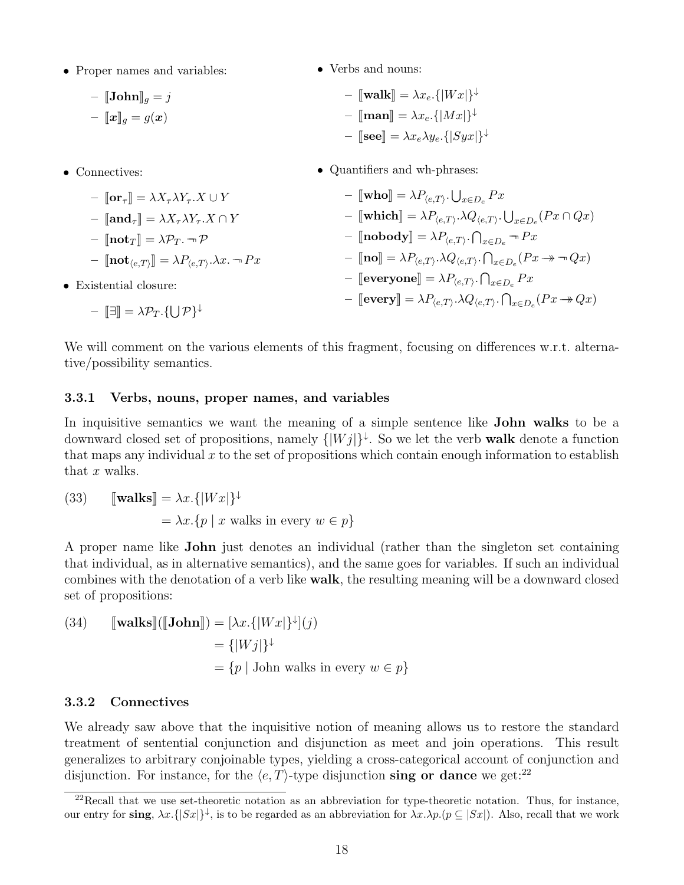- Proper names and variables:
  - $[\![\textbf{John}]\!]_g = j$
  - $[\![\boldsymbol{x}]\!]_g = g(\boldsymbol{x})$
- Connectives:
  - $[\![\textbf{or}_\tau]\!] = \lambda X_\tau \lambda Y_\tau . X \cup Y$
  - $[\![\textbf{and}_\tau]\!] = \lambda X_\tau \lambda Y_\tau . X \cap Y$
  - $[\![\textbf{not}_T]\!] = \lambda \mathcal{P}_T . \neg \mathcal{P}$
  - $[\![\textbf{not}_{\langle e,T\rangle}]\!] = \lambda P_{\langle e,T\rangle} . \lambda x . \neg Px$
- Existential closure:
  - $[\![\exists]\!] = \lambda \mathcal{P}_T . \{\bigcup \mathcal{P}\}^{\downarrow}$
- Verbs and nouns:
  - $[\![\textbf{walk}]\!] = \lambda x_e . \{|Wx|\}^{\downarrow}$
  - $[\![\textbf{man}]\!] = \lambda x_e . \{|Mx|\}^{\downarrow}$
  - $[\![\textbf{see}]\!] = \lambda x_e \lambda y_e . \{|Syx|\}^{\downarrow}$
- Quantifiers and wh-phrases:
  - $[\![\textbf{who}]\!] = \lambda P_{\langle e,T\rangle} . \bigcup_{x \in D_e} Px$
  - $[\![\textbf{which}]\!] = \lambda P_{\langle e,T\rangle} . \lambda Q_{\langle e,T\rangle} . \bigcup_{x \in D_e} (Px \cap Qx)$
  - $[\![\textbf{nobody}]\!] = \lambda P_{\langle e,T\rangle} . \bigcap_{x \in D_e} \neg Px$
  - $[\![\textbf{no}]\!] = \lambda P_{\langle e,T\rangle} . \lambda Q_{\langle e,T\rangle} . \bigcap_{x \in D_e} (Px \twoheadrightarrow \neg Qx)$
  - $[\![\textbf{everyone}]\!] = \lambda P_{\langle e,T\rangle} . \bigcap_{x \in D_e} Px$
  - $[\![\textbf{every}]\!] = \lambda P_{\langle e,T\rangle} . \lambda Q_{\langle e,T\rangle} . \bigcap_{x \in D_e} (Px \twoheadrightarrow Qx)$

We will comment on the various elements of this fragment, focusing on differences w.r.t. alternative/possibility semantics.

### 3.3.1 Verbs, nouns, proper names, and variables

In inquisitive semantics we want the meaning of a simple sentence like **John walks** to be a downward closed set of propositions, namely $\{|Wj|\}^{\downarrow}$. So we let the verb **walk** denote a function that maps any individual $x$ to the set of propositions which contain enough information to establish that $x$ walks.

(33) $$\begin{aligned} [\![\textbf{walks}]\!] &= \lambda x . \{|Wx|\}^{\downarrow} \\ &= \lambda x . \{p \mid x \text{ walks in every } w \in p\} \end{aligned}$$

A proper name like **John** just denotes an individual (rather than the singleton set containing that individual, as in alternative semantics), and the same goes for variables. If such an individual combines with the denotation of a verb like **walk**, the resulting meaning will be a downward closed set of propositions:

(34) $$\begin{aligned} [\![\textbf{walks}]\!]([\![\textbf{John}]\!]) &= [\lambda x . \{|Wx|\}^{\downarrow}](j) \\ &= \{|Wj|\}^{\downarrow} \\ &= \{p \mid \text{John walks in every } w \in p\} \end{aligned}$$

### 3.3.2 Connectives

We already saw above that the inquisitive notion of meaning allows us to restore the standard treatment of sentential conjunction and disjunction as meet and join operations. This result generalizes to arbitrary conjoinable types, yielding a cross-categorical account of conjunction and disjunction. For instance, for the $\langle e,T\rangle$-type disjunction **sing or dance** we get:[22]

[22] Recall that we use set-theoretic notation as an abbreviation for type-theoretic notation. Thus, for instance, our entry for **sing**, $\lambda x . \{|Sx|\}^{\downarrow}$, is to be regarded as an abbreviation for $\lambda x . \lambda p . (p \subseteq |Sx|)$. Also, recall that we work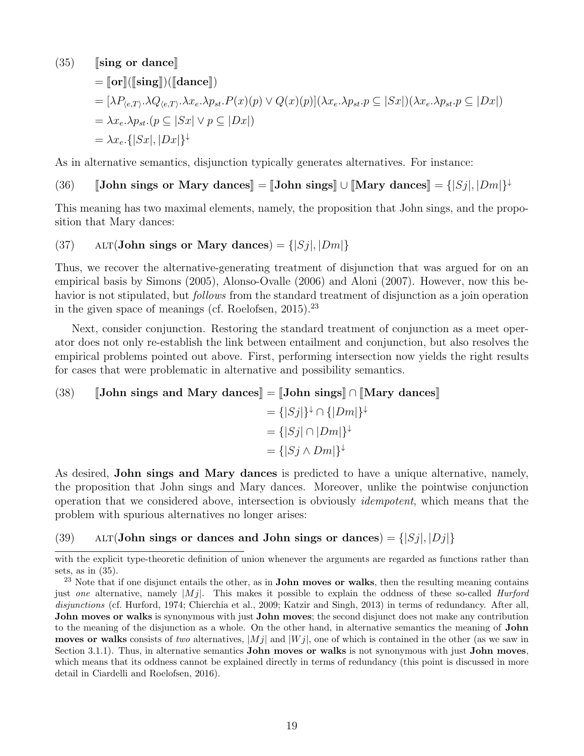(35) $[\![\textbf{sing or dance}]\!]$

$$= [\![\textbf{or}]\!]([\![\textbf{sing}]\!])([\![\textbf{dance}]\!])$$

$$= [\lambda P_{\langle e,T\rangle}.\lambda Q_{\langle e,T\rangle}.\lambda x_e.\lambda p_{st}.P(x)(p) \vee Q(x)(p)](\lambda x_e.\lambda p_{st}.p \subseteq |Sx|)(\lambda x_e.\lambda p_{st}.p \subseteq |Dx|)$$

$$= \lambda x_e.\lambda p_{st}.(p \subseteq |Sx| \vee p \subseteq |Dx|)$$

$$= \lambda x_e.\{|Sx|, |Dx|\}^{\downarrow}$$

As in alternative semantics, disjunction typically generates alternatives. For instance:

(36) $[\![\textbf{John sings or Mary dances}]\!] = [\![\textbf{John sings}]\!] \cup [\![\textbf{Mary dances}]\!] = \{|Sj|, |Dm|\}^{\downarrow}$

This meaning has two maximal elements, namely, the proposition that John sings, and the proposition that Mary dances:

(37) $\textsc{alt}(\textbf{John sings or Mary dances}) = \{|Sj|, |Dm|\}$

Thus, we recover the alternative-generating treatment of disjunction that was argued for on an empirical basis by Simons (2005), Alonso-Ovalle (2006) and Aloni (2007). However, now this behavior is not stipulated, but *follows* from the standard treatment of disjunction as a join operation in the given space of meanings (cf. Roelofsen, 2015).[23]

Next, consider conjunction. Restoring the standard treatment of conjunction as a meet operator does not only re-establish the link between entailment and conjunction, but also resolves the empirical problems pointed out above. First, performing intersection now yields the right results for cases that were problematic in alternative and possibility semantics.

(38)
$$\begin{aligned}[\![\textbf{John sings and Mary dances}]\!] &= [\![\textbf{John sings}]\!] \cap [\![\textbf{Mary dances}]\!] \\ &= \{|Sj|\}^{\downarrow} \cap \{|Dm|\}^{\downarrow} \\ &= \{|Sj| \cap |Dm|\}^{\downarrow} \\ &= \{|Sj \wedge Dm|\}^{\downarrow}\end{aligned}$$

As desired, **John sings and Mary dances** is predicted to have a unique alternative, namely, the proposition that John sings and Mary dances. Moreover, unlike the pointwise conjunction operation that we considered above, intersection is obviously *idempotent*, which means that the problem with spurious alternatives no longer arises:

(39) $\textsc{alt}(\textbf{John sings or dances and John sings or dances}) = \{|Sj|, |Dj|\}$

---

with the explicit type-theoretic definition of union whenever the arguments are regarded as functions rather than sets, as in (35).

[23] Note that if one disjunct entails the other, as in **John moves or walks**, then the resulting meaning contains just *one* alternative, namely $|Mj|$. This makes it possible to explain the oddness of these so-called *Hurford disjunctions* (cf. Hurford, 1974; Chierchia et al., 2009; Katzir and Singh, 2013) in terms of redundancy. After all, **John moves or walks** is synonymous with just **John moves**; the second disjunct does not make any contribution to the meaning of the disjunction as a whole. On the other hand, in alternative semantics the meaning of **John moves or walks** consists of *two* alternatives, $|Mj|$ and $|Wj|$, one of which is contained in the other (as we saw in Section 3.1.1). Thus, in alternative semantics **John moves or walks** is not synonymous with just **John moves**, which means that its oddness cannot be explained directly in terms of redundancy (this point is discussed in more detail in Ciardelli and Roelofsen, 2016).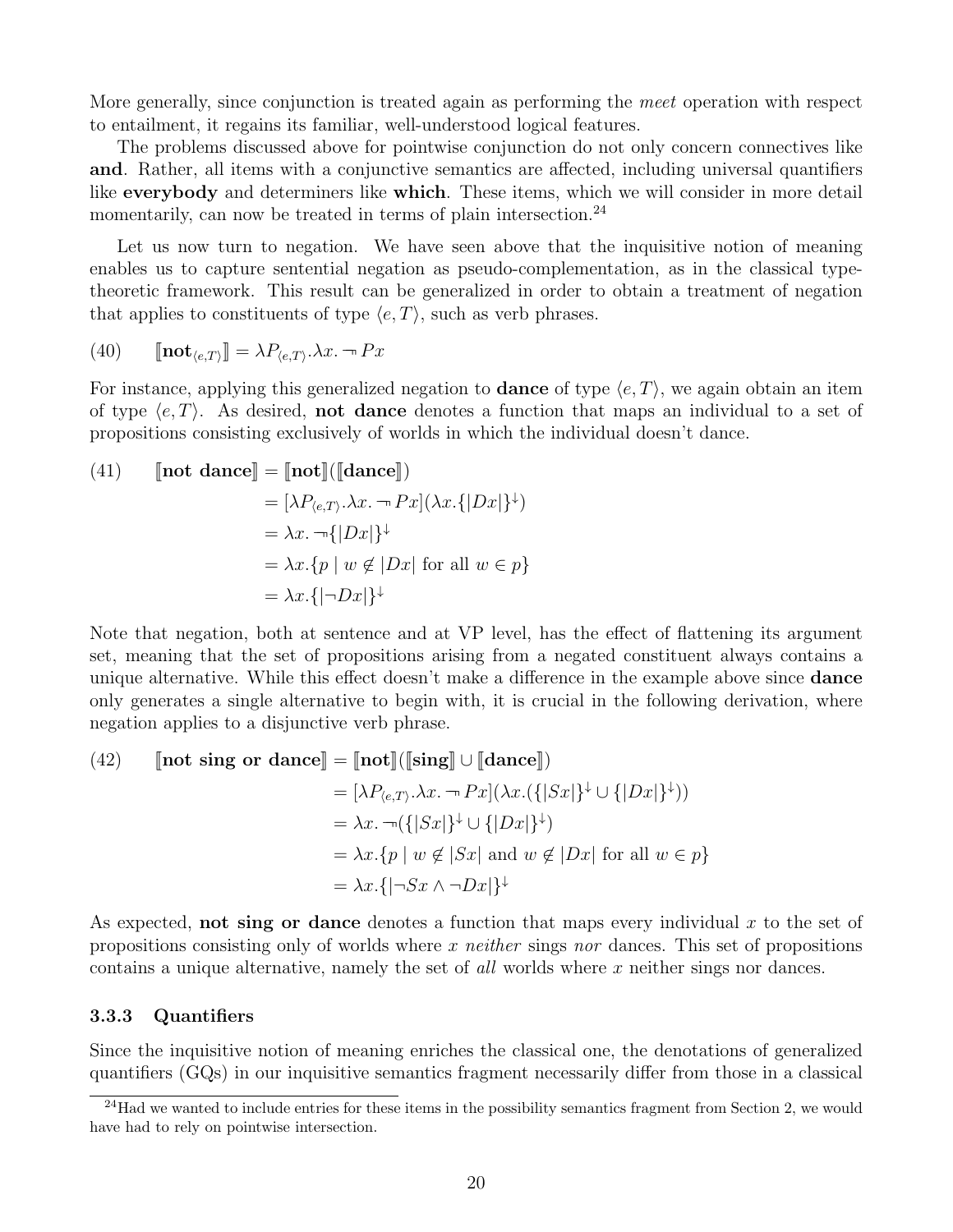More generally, since conjunction is treated again as performing the *meet* operation with respect to entailment, it regains its familiar, well-understood logical features.

The problems discussed above for pointwise conjunction do not only concern connectives like **and**. Rather, all items with a conjunctive semantics are affected, including universal quantifiers like **everybody** and determiners like **which**. These items, which we will consider in more detail momentarily, can now be treated in terms of plain intersection.[24]

Let us now turn to negation. We have seen above that the inquisitive notion of meaning enables us to capture sentential negation as pseudo-complementation, as in the classical type-theoretic framework. This result can be generalized in order to obtain a treatment of negation that applies to constituents of type $\langle e, T\rangle$, such as verb phrases.

(40) $$[\![\textbf{not}_{\langle e,T\rangle}]\!] = \lambda P_{\langle e,T\rangle}.\lambda x. \neg\, Px$$

For instance, applying this generalized negation to **dance** of type $\langle e, T\rangle$, we again obtain an item of type $\langle e, T\rangle$. As desired, **not dance** denotes a function that maps an individual to a set of propositions consisting exclusively of worlds in which the individual doesn't dance.

(41) $$\begin{aligned}[\![\textbf{not dance}]\!] &= [\![\textbf{not}]\!]([\![\textbf{dance}]\!]) \\ &= [\lambda P_{\langle e,T\rangle}.\lambda x. \neg\, Px](\lambda x.\{|Dx|\}^{\downarrow}) \\ &= \lambda x. \neg\{|Dx|\}^{\downarrow} \\ &= \lambda x.\{p \mid w \notin |Dx| \text{ for all } w \in p\} \\ &= \lambda x.\{|\neg Dx|\}^{\downarrow}\end{aligned}$$

Note that negation, both at sentence and at VP level, has the effect of flattening its argument set, meaning that the set of propositions arising from a negated constituent always contains a unique alternative. While this effect doesn't make a difference in the example above since **dance** only generates a single alternative to begin with, it is crucial in the following derivation, where negation applies to a disjunctive verb phrase.

(42) $$\begin{aligned}[\![\textbf{not sing or dance}]\!] &= [\![\textbf{not}]\!]([\![\textbf{sing}]\!] \cup [\![\textbf{dance}]\!]) \\ &= [\lambda P_{\langle e,T\rangle}.\lambda x. \neg\, Px](\lambda x.(\{|Sx|\}^{\downarrow} \cup \{|Dx|\}^{\downarrow})) \\ &= \lambda x. \neg(\{|Sx|\}^{\downarrow} \cup \{|Dx|\}^{\downarrow}) \\ &= \lambda x.\{p \mid w \notin |Sx| \text{ and } w \notin |Dx| \text{ for all } w \in p\} \\ &= \lambda x.\{|\neg Sx \wedge \neg Dx|\}^{\downarrow}\end{aligned}$$

As expected, **not sing or dance** denotes a function that maps every individual $x$ to the set of propositions consisting only of worlds where $x$ *neither* sings *nor* dances. This set of propositions contains a unique alternative, namely the set of *all* worlds where $x$ neither sings nor dances.

### 3.3.3 Quantifiers

Since the inquisitive notion of meaning enriches the classical one, the denotations of generalized quantifiers (GQs) in our inquisitive semantics fragment necessarily differ from those in a classical

[24] Had we wanted to include entries for these items in the possibility semantics fragment from Section 2, we would have had to rely on pointwise intersection.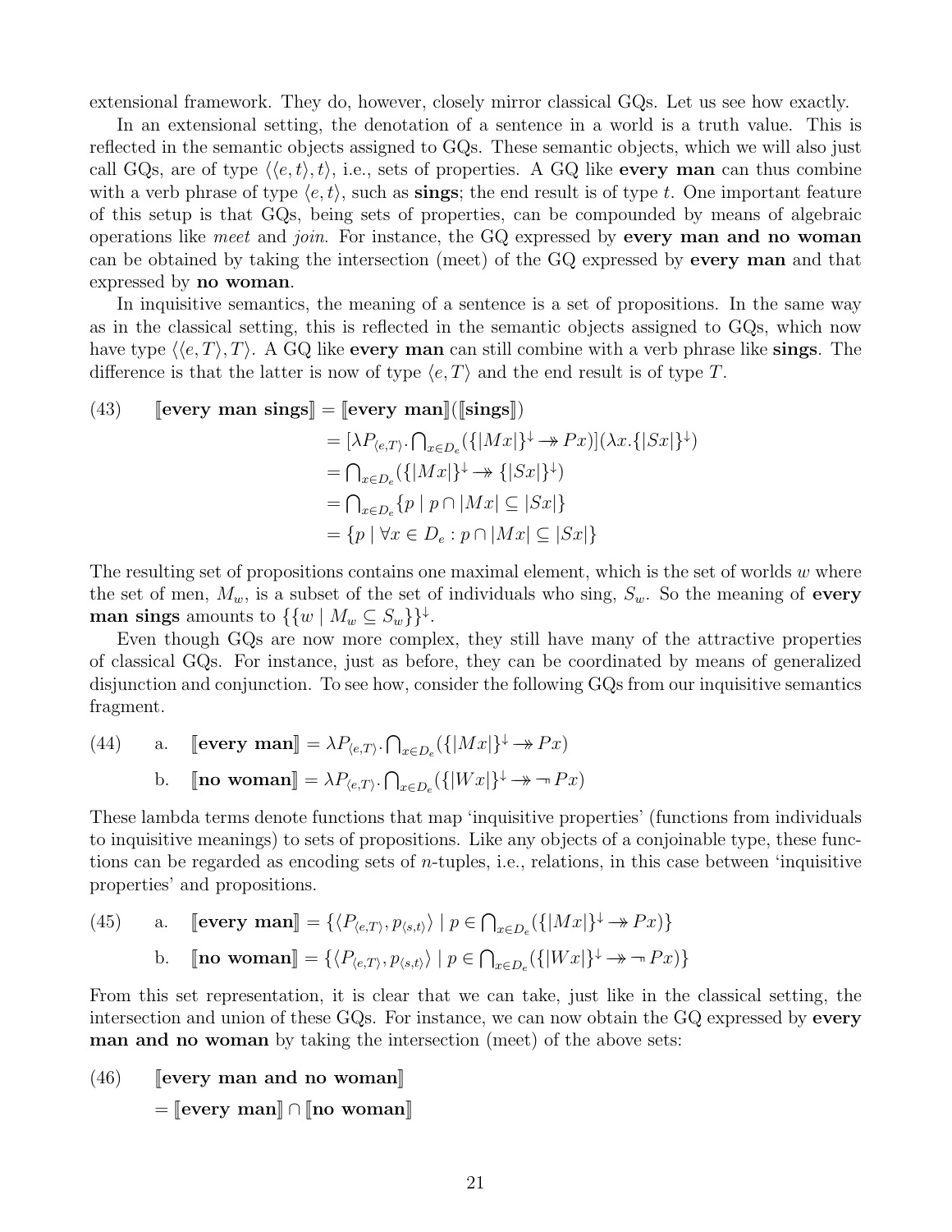extensional framework. They do, however, closely mirror classical GQs. Let us see how exactly.

In an extensional setting, the denotation of a sentence in a world is a truth value. This is reflected in the semantic objects assigned to GQs. These semantic objects, which we will also just call GQs, are of type $\langle\langle e, t\rangle, t\rangle$, i.e., sets of properties. A GQ like **every man** can thus combine with a verb phrase of type $\langle e, t\rangle$, such as **sings**; the end result is of type $t$. One important feature of this setup is that GQs, being sets of properties, can be compounded by means of algebraic operations like *meet* and *join*. For instance, the GQ expressed by **every man and no woman** can be obtained by taking the intersection (meet) of the GQ expressed by **every man** and that expressed by **no woman**.

In inquisitive semantics, the meaning of a sentence is a set of propositions. In the same way as in the classical setting, this is reflected in the semantic objects assigned to GQs, which now have type $\langle\langle e, T\rangle, T\rangle$. A GQ like **every man** can still combine with a verb phrase like **sings**. The difference is that the latter is now of type $\langle e, T\rangle$ and the end result is of type $T$.

(43) $[\![\textbf{every man sings}]\!] = [\![\textbf{every man}]\!]([\![\textbf{sings}]\!])$

$$= [\lambda P_{\langle e,T\rangle}.\bigcap_{x\in D_e}(\{|Mx|\}^{\downarrow} \twoheadrightarrow Px)](\lambda x.\{|Sx|\}^{\downarrow})$$
$$= \bigcap_{x\in D_e}(\{|Mx|\}^{\downarrow} \twoheadrightarrow \{|Sx|\}^{\downarrow})$$
$$= \bigcap_{x\in D_e}\{p \mid p \cap |Mx| \subseteq |Sx|\}$$
$$= \{p \mid \forall x \in D_e : p \cap |Mx| \subseteq |Sx|\}$$

The resulting set of propositions contains one maximal element, which is the set of worlds $w$ where the set of men, $M_w$, is a subset of the set of individuals who sing, $S_w$. So the meaning of **every man sings** amounts to $\{\{w \mid M_w \subseteq S_w\}\}^{\downarrow}$.

Even though GQs are now more complex, they still have many of the attractive properties of classical GQs. For instance, just as before, they can be coordinated by means of generalized disjunction and conjunction. To see how, consider the following GQs from our inquisitive semantics fragment.

(44) a. $[\![\textbf{every man}]\!] = \lambda P_{\langle e,T\rangle}.\bigcap_{x\in D_e}(\{|Mx|\}^{\downarrow} \twoheadrightarrow Px)$

b. $[\![\textbf{no woman}]\!] = \lambda P_{\langle e,T\rangle}.\bigcap_{x\in D_e}(\{|Wx|\}^{\downarrow} \twoheadrightarrow \neg Px)$

These lambda terms denote functions that map 'inquisitive properties' (functions from individuals to inquisitive meanings) to sets of propositions. Like any objects of a conjoinable type, these functions can be regarded as encoding sets of $n$-tuples, i.e., relations, in this case between 'inquisitive properties' and propositions.

(45) a. $[\![\textbf{every man}]\!] = \{\langle P_{\langle e,T\rangle}, p_{\langle s,t\rangle}\rangle \mid p \in \bigcap_{x\in D_e}(\{|Mx|\}^{\downarrow} \twoheadrightarrow Px)\}$

b. $[\![\textbf{no woman}]\!] = \{\langle P_{\langle e,T\rangle}, p_{\langle s,t\rangle}\rangle \mid p \in \bigcap_{x\in D_e}(\{|Wx|\}^{\downarrow} \twoheadrightarrow \neg Px)\}$

From this set representation, it is clear that we can take, just like in the classical setting, the intersection and union of these GQs. For instance, we can now obtain the GQ expressed by **every man and no woman** by taking the intersection (meet) of the above sets:

(46) $[\![\textbf{every man and no woman}]\!]$

$= [\![\textbf{every man}]\!] \cap [\![\textbf{no woman}]\!]$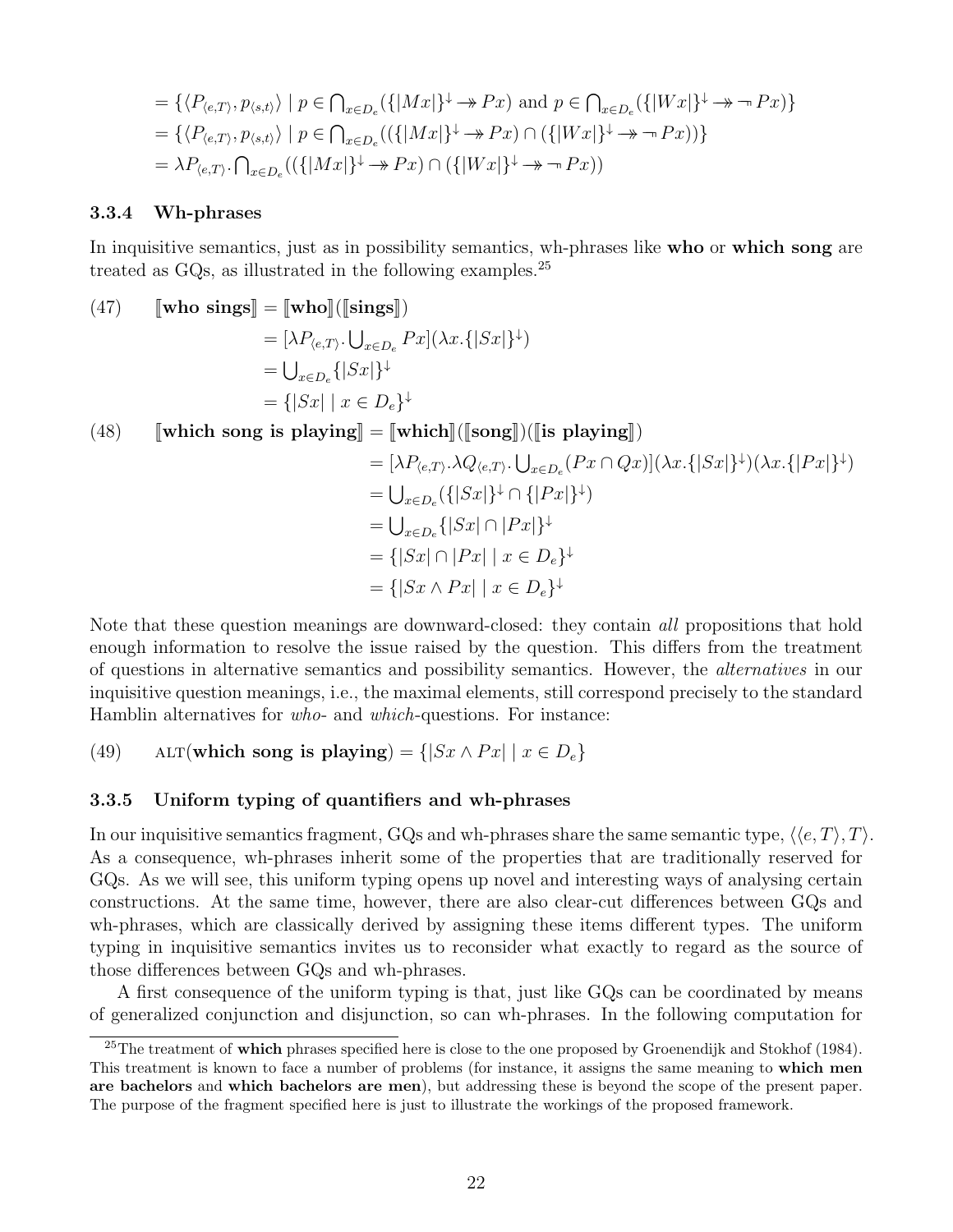$$= \{\langle P_{\langle e,T\rangle}, p_{\langle s,t\rangle}\rangle \mid p \in \bigcap_{x\in D_e}(\{|Mx|\}^{\downarrow} \twoheadrightarrow Px) \text{ and } p \in \bigcap_{x\in D_e}(\{|Wx|\}^{\downarrow} \twoheadrightarrow \neg\, Px)\}$$
$$= \{\langle P_{\langle e,T\rangle}, p_{\langle s,t\rangle}\rangle \mid p \in \bigcap_{x\in D_e}((\{|Mx|\}^{\downarrow} \twoheadrightarrow Px) \cap (\{|Wx|\}^{\downarrow} \twoheadrightarrow \neg\, Px))\}$$
$$= \lambda P_{\langle e,T\rangle}.\bigcap_{x\in D_e}((\{|Mx|\}^{\downarrow} \twoheadrightarrow Px) \cap (\{|Wx|\}^{\downarrow} \twoheadrightarrow \neg\, Px))$$

### 3.3.4 Wh-phrases

In inquisitive semantics, just as in possibility semantics, wh-phrases like **who** or **which song** are treated as GQs, as illustrated in the following examples.[25]

(47)
$$\begin{aligned}[\![\textbf{who sings}]\!] &= [\![\textbf{who}]\!]([\![\textbf{sings}]\!]) \\ &= [\lambda P_{\langle e,T\rangle}.\textstyle\bigcup_{x\in D_e} Px](\lambda x.\{|Sx|\}^{\downarrow}) \\ &= \textstyle\bigcup_{x\in D_e}\{|Sx|\}^{\downarrow} \\ &= \{|Sx| \mid x \in D_e\}^{\downarrow}\end{aligned}$$

(48)
$$\begin{aligned}[\![\textbf{which song is playing}]\!] &= [\![\textbf{which}]\!]([\![\textbf{song}]\!])([\![\textbf{is playing}]\!]) \\ &= [\lambda P_{\langle e,T\rangle}.\lambda Q_{\langle e,T\rangle}.\textstyle\bigcup_{x\in D_e}(Px \cap Qx)](\lambda x.\{|Sx|\}^{\downarrow})(\lambda x.\{|Px|\}^{\downarrow}) \\ &= \textstyle\bigcup_{x\in D_e}(\{|Sx|\}^{\downarrow} \cap \{|Px|\}^{\downarrow}) \\ &= \textstyle\bigcup_{x\in D_e}\{|Sx| \cap |Px|\}^{\downarrow} \\ &= \{|Sx| \cap |Px| \mid x \in D_e\}^{\downarrow} \\ &= \{|Sx \wedge Px| \mid x \in D_e\}^{\downarrow}\end{aligned}$$

Note that these question meanings are downward-closed: they contain *all* propositions that hold enough information to resolve the issue raised by the question. This differs from the treatment of questions in alternative semantics and possibility semantics. However, the *alternatives* in our inquisitive question meanings, i.e., the maximal elements, still correspond precisely to the standard Hamblin alternatives for *who*- and *which*-questions. For instance:

(49) $\textsc{alt}(\textbf{which song is playing}) = \{|Sx \wedge Px| \mid x \in D_e\}$

### 3.3.5 Uniform typing of quantifiers and wh-phrases

In our inquisitive semantics fragment, GQs and wh-phrases share the same semantic type, $\langle\langle e, T\rangle, T\rangle$. As a consequence, wh-phrases inherit some of the properties that are traditionally reserved for GQs. As we will see, this uniform typing opens up novel and interesting ways of analysing certain constructions. At the same time, however, there are also clear-cut differences between GQs and wh-phrases, which are classically derived by assigning these items different types. The uniform typing in inquisitive semantics invites us to reconsider what exactly to regard as the source of those differences between GQs and wh-phrases.

A first consequence of the uniform typing is that, just like GQs can be coordinated by means of generalized conjunction and disjunction, so can wh-phrases. In the following computation for

[25] The treatment of **which** phrases specified here is close to the one proposed by Groenendijk and Stokhof (1984). This treatment is known to face a number of problems (for instance, it assigns the same meaning to **which men are bachelors** and **which bachelors are men**), but addressing these is beyond the scope of the present paper. The purpose of the fragment specified here is just to illustrate the workings of the proposed framework.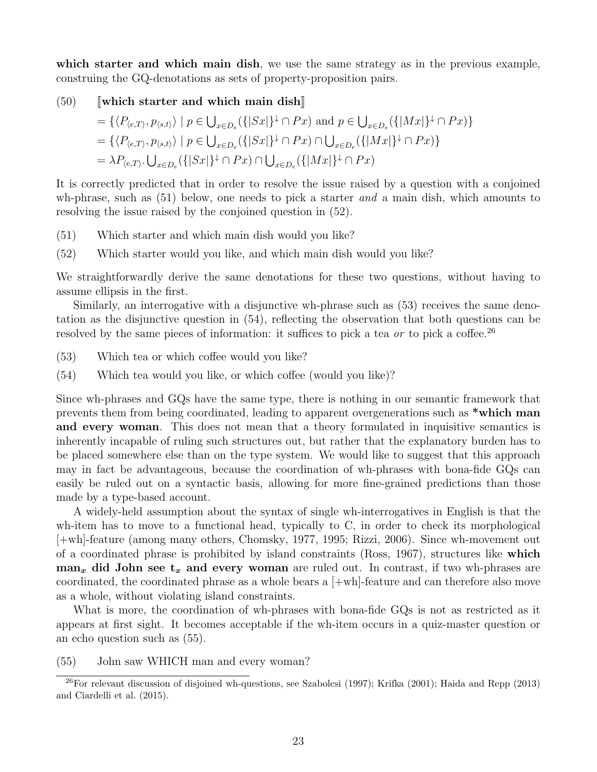**which starter and which main dish**, we use the same strategy as in the previous example, construing the GQ-denotations as sets of property-proposition pairs.

(50) $[\![\textbf{which starter and which main dish}]\!]$

$$= \{\langle P_{\langle e,T\rangle}, p_{\langle s,t\rangle}\rangle \mid p \in \bigcup_{x\in D_e}(\{|Sx|\}^{\downarrow} \cap Px) \text{ and } p \in \bigcup_{x\in D_e}(\{|Mx|\}^{\downarrow} \cap Px)\}$$

$$= \{\langle P_{\langle e,T\rangle}, p_{\langle s,t\rangle}\rangle \mid p \in \bigcup_{x\in D_e}(\{|Sx|\}^{\downarrow} \cap Px) \cap \bigcup_{x\in D_e}(\{|Mx|\}^{\downarrow} \cap Px)\}$$

$$= \lambda P_{\langle e,T\rangle}.\bigcup_{x\in D_e}(\{|Sx|\}^{\downarrow} \cap Px) \cap \bigcup_{x\in D_e}(\{|Mx|\}^{\downarrow} \cap Px)$$

It is correctly predicted that in order to resolve the issue raised by a question with a conjoined wh-phrase, such as (51) below, one needs to pick a starter *and* a main dish, which amounts to resolving the issue raised by the conjoined question in (52).

(51) Which starter and which main dish would you like?

(52) Which starter would you like, and which main dish would you like?

We straightforwardly derive the same denotations for these two questions, without having to assume ellipsis in the first.

Similarly, an interrogative with a disjunctive wh-phrase such as (53) receives the same denotation as the disjunctive question in (54), reflecting the observation that both questions can be resolved by the same pieces of information: it suffices to pick a tea *or* to pick a coffee.[26]

(53) Which tea or which coffee would you like?

(54) Which tea would you like, or which coffee (would you like)?

Since wh-phrases and GQs have the same type, there is nothing in our semantic framework that prevents them from being coordinated, leading to apparent overgenerations such as ***which man and every woman**. This does not mean that a theory formulated in inquisitive semantics is inherently incapable of ruling such structures out, but rather that the explanatory burden has to be placed somewhere else than on the type system. We would like to suggest that this approach may in fact be advantageous, because the coordination of wh-phrases with bona-fide GQs can easily be ruled out on a syntactic basis, allowing for more fine-grained predictions than those made by a type-based account.

A widely-held assumption about the syntax of single wh-interrogatives in English is that the wh-item has to move to a functional head, typically to C, in order to check its morphological [+wh]-feature (among many others, Chomsky, 1977, 1995; Rizzi, 2006). Since wh-movement out of a coordinated phrase is prohibited by island constraints (Ross, 1967), structures like **which man$_x$ did John see t$_x$ and every woman** are ruled out. In contrast, if two wh-phrases are coordinated, the coordinated phrase as a whole bears a [+wh]-feature and can therefore also move as a whole, without violating island constraints.

What is more, the coordination of wh-phrases with bona-fide GQs is not as restricted as it appears at first sight. It becomes acceptable if the wh-item occurs in a quiz-master question or an echo question such as (55).

(55) John saw WHICH man and every woman?

[26] For relevant discussion of disjoined wh-questions, see Szabolcsi (1997); Krifka (2001); Haida and Repp (2013) and Ciardelli et al. (2015).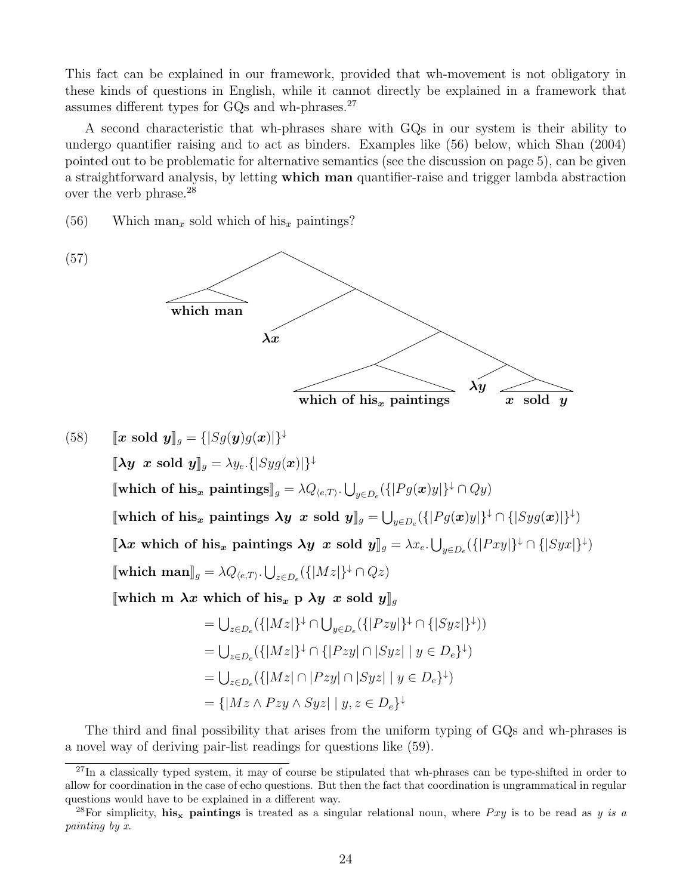This fact can be explained in our framework, provided that wh-movement is not obligatory in these kinds of questions in English, while it cannot directly be explained in a framework that assumes different types for GQs and wh-phrases.[27]

A second characteristic that wh-phrases share with GQs in our system is their ability to undergo quantifier raising and to act as binders. Examples like (56) below, which Shan (2004) pointed out to be problematic for alternative semantics (see the discussion on page 5), can be given a straightforward analysis, by letting **which man** quantifier-raise and trigger lambda abstraction over the verb phrase.[28]

(56) Which man$_x$ sold which of his$_x$ paintings?

(57) [ **which man** [ $\boldsymbol{\lambda x}$ [ [ **which of his$_x$ paintings** ] [ $\boldsymbol{\lambda y}$ [ $\boldsymbol{x}$ **sold** $\boldsymbol{y}$ ] ] ] ] ]

(58)

$$[\![\boldsymbol{x}\ \textbf{sold}\ \boldsymbol{y}]\!]_g = \{|Sg(\boldsymbol{y})g(\boldsymbol{x})|\}^{\downarrow}$$

$$[\![\boldsymbol{\lambda y}\ \ \boldsymbol{x}\ \textbf{sold}\ \boldsymbol{y}]\!]_g = \lambda y_e.\{|Syg(\boldsymbol{x})|\}^{\downarrow}$$

$$[\![\textbf{which of his}_{\boldsymbol{x}}\ \textbf{paintings}]\!]_g = \lambda Q_{\langle e,T\rangle}.\bigcup_{y\in D_e}(\{|Pg(\boldsymbol{x})y|\}^{\downarrow} \cap Qy)$$

$$[\![\textbf{which of his}_{\boldsymbol{x}}\ \textbf{paintings}\ \boldsymbol{\lambda y}\ \ \boldsymbol{x}\ \textbf{sold}\ \boldsymbol{y}]\!]_g = \bigcup_{y\in D_e}(\{|Pg(\boldsymbol{x})y|\}^{\downarrow} \cap \{|Syg(\boldsymbol{x})|\}^{\downarrow})$$

$$[\![\boldsymbol{\lambda x}\ \textbf{which of his}_{\boldsymbol{x}}\ \textbf{paintings}\ \boldsymbol{\lambda y}\ \ \boldsymbol{x}\ \textbf{sold}\ \boldsymbol{y}]\!]_g = \lambda x_e.\bigcup_{y\in D_e}(\{|Pxy|\}^{\downarrow} \cap \{|Syx|\}^{\downarrow})$$

$$[\![\textbf{which man}]\!]_g = \lambda Q_{\langle e,T\rangle}.\bigcup_{z\in D_e}(\{|Mz|\}^{\downarrow} \cap Qz)$$

$$[\![\textbf{which m}\ \boldsymbol{\lambda x}\ \textbf{which of his}_{\boldsymbol{x}}\ \textbf{p}\ \boldsymbol{\lambda y}\ \ \boldsymbol{x}\ \textbf{sold}\ \boldsymbol{y}]\!]_g$$

$$= \bigcup_{z\in D_e}(\{|Mz|\}^{\downarrow} \cap \bigcup_{y\in D_e}(\{|Pzy|\}^{\downarrow} \cap \{|Syz|\}^{\downarrow}))$$

$$= \bigcup_{z\in D_e}(\{|Mz|\}^{\downarrow} \cap \{|Pzy| \cap |Syz| \mid y \in D_e\}^{\downarrow})$$

$$= \bigcup_{z\in D_e}(\{|Mz| \cap |Pzy| \cap |Syz| \mid y \in D_e\}^{\downarrow})$$

$$= \{|Mz \wedge Pzy \wedge Syz| \mid y, z \in D_e\}^{\downarrow}$$

The third and final possibility that arises from the uniform typing of GQs and wh-phrases is a novel way of deriving pair-list readings for questions like (59).

---

[27] In a classically typed system, it may of course be stipulated that wh-phrases can be type-shifted in order to allow for coordination in the case of echo questions. But then the fact that coordination is ungrammatical in regular questions would have to be explained in a different way.

[28] For simplicity, **his$_{\mathbf{x}}$ paintings** is treated as a singular relational noun, where $Pxy$ is to be read as *y is a painting by x*.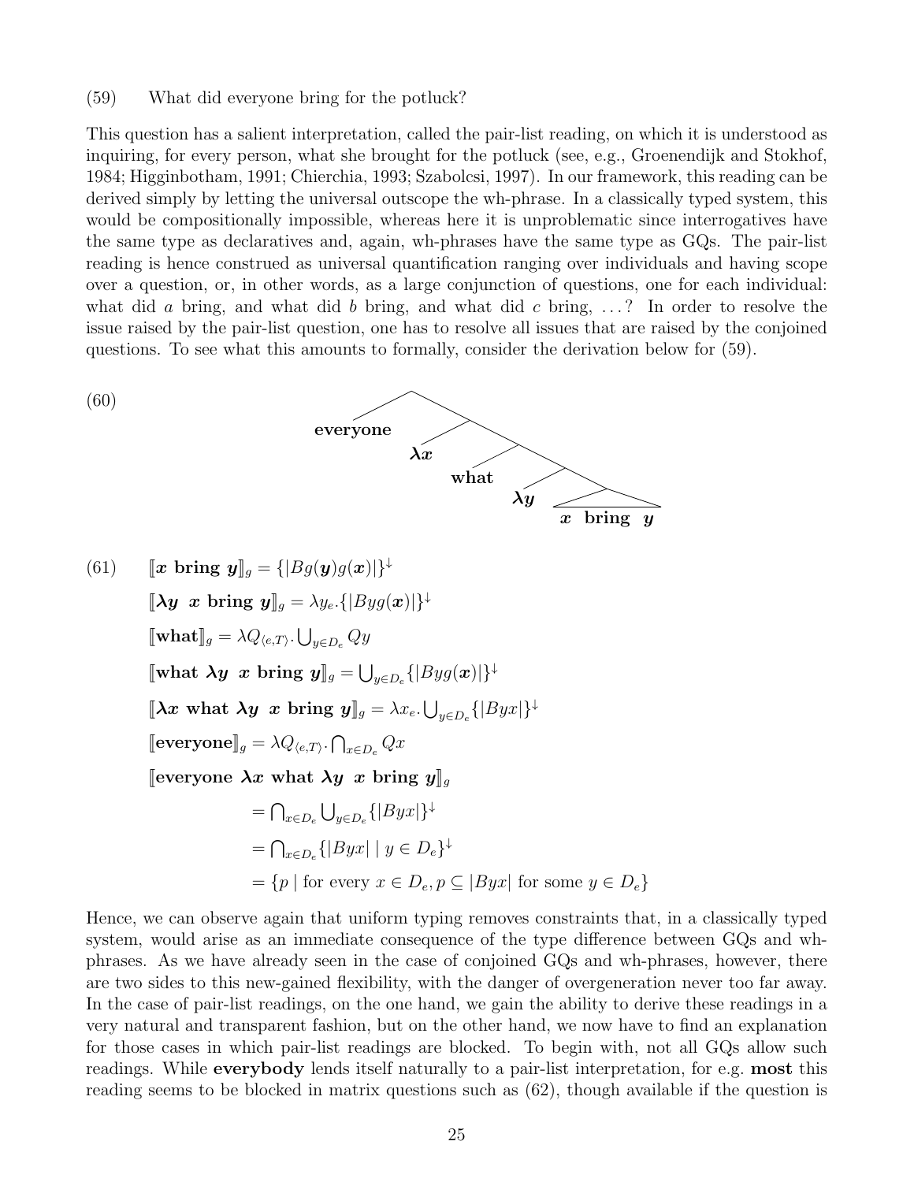(59) What did everyone bring for the potluck?

This question has a salient interpretation, called the pair-list reading, on which it is understood as inquiring, for every person, what she brought for the potluck (see, e.g., Groenendijk and Stokhof, 1984; Higginbotham, 1991; Chierchia, 1993; Szabolcsi, 1997). In our framework, this reading can be derived simply by letting the universal outscope the wh-phrase. In a classically typed system, this would be compositionally impossible, whereas here it is unproblematic since interrogatives have the same type as declaratives and, again, wh-phrases have the same type as GQs. The pair-list reading is hence construed as universal quantification ranging over individuals and having scope over a question, or, in other words, as a large conjunction of questions, one for each individual: what did $a$ bring, and what did $b$ bring, and what did $c$ bring, ...? In order to resolve the issue raised by the pair-list question, one has to resolve all issues that are raised by the conjoined questions. To see what this amounts to formally, consider the derivation below for (59).

(60) [**everyone** [$\boldsymbol{\lambda x}$ [**what** [$\boldsymbol{\lambda y}$ [$\boldsymbol{x}$ **bring** $\boldsymbol{y}$]]]]]

(61)

$$[\![\boldsymbol{x} \textbf{ bring } \boldsymbol{y}]\!]_g = \{|Bg(\boldsymbol{y})g(\boldsymbol{x})|\}^{\downarrow}$$

$$[\![\boldsymbol{\lambda y}\ \ \boldsymbol{x} \textbf{ bring } \boldsymbol{y}]\!]_g = \lambda y_e.\{|Byg(\boldsymbol{x})|\}^{\downarrow}$$

$$[\![\textbf{what}]\!]_g = \lambda Q_{\langle e,T\rangle}.\bigcup_{y \in D_e} Qy$$

$$[\![\textbf{what } \boldsymbol{\lambda y}\ \ \boldsymbol{x} \textbf{ bring } \boldsymbol{y}]\!]_g = \bigcup_{y \in D_e}\{|Byg(\boldsymbol{x})|\}^{\downarrow}$$

$$[\![\boldsymbol{\lambda x} \textbf{ what } \boldsymbol{\lambda y}\ \ \boldsymbol{x} \textbf{ bring } \boldsymbol{y}]\!]_g = \lambda x_e.\bigcup_{y \in D_e}\{|Byx|\}^{\downarrow}$$

$$[\![\textbf{everyone}]\!]_g = \lambda Q_{\langle e,T\rangle}.\bigcap_{x \in D_e} Qx$$

$$[\![\textbf{everyone } \boldsymbol{\lambda x} \textbf{ what } \boldsymbol{\lambda y}\ \ \boldsymbol{x} \textbf{ bring } \boldsymbol{y}]\!]_g$$

$$= \bigcap_{x \in D_e}\bigcup_{y \in D_e}\{|Byx|\}^{\downarrow}$$

$$= \bigcap_{x \in D_e}\{|Byx| \mid y \in D_e\}^{\downarrow}$$

$$= \{p \mid \text{for every } x \in D_e, p \subseteq |Byx| \text{ for some } y \in D_e\}$$

Hence, we can observe again that uniform typing removes constraints that, in a classically typed system, would arise as an immediate consequence of the type difference between GQs and wh-phrases. As we have already seen in the case of conjoined GQs and wh-phrases, however, there are two sides to this new-gained flexibility, with the danger of overgeneration never too far away. In the case of pair-list readings, on the one hand, we gain the ability to derive these readings in a very natural and transparent fashion, but on the other hand, we now have to find an explanation for those cases in which pair-list readings are blocked. To begin with, not all GQs allow such readings. While **everybody** lends itself naturally to a pair-list interpretation, for e.g. **most** this reading seems to be blocked in matrix questions such as (62), though available if the question is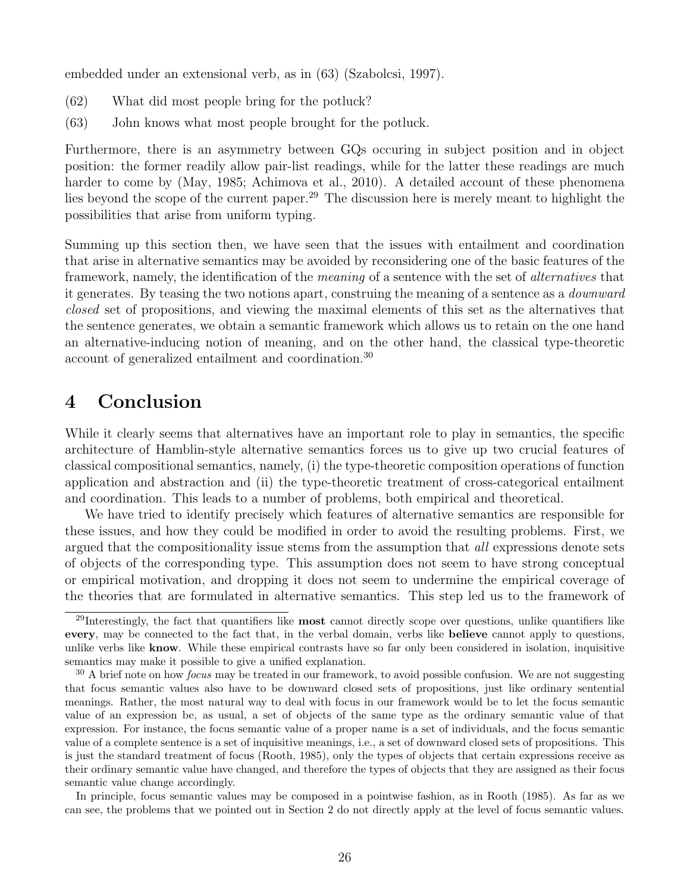embedded under an extensional verb, as in (63) (Szabolcsi, 1997).

(62) What did most people bring for the potluck?

(63) John knows what most people brought for the potluck.

Furthermore, there is an asymmetry between GQs occuring in subject position and in object position: the former readily allow pair-list readings, while for the latter these readings are much harder to come by (May, 1985; Achimova et al., 2010). A detailed account of these phenomena lies beyond the scope of the current paper.[29] The discussion here is merely meant to highlight the possibilities that arise from uniform typing.

Summing up this section then, we have seen that the issues with entailment and coordination that arise in alternative semantics may be avoided by reconsidering one of the basic features of the framework, namely, the identification of the *meaning* of a sentence with the set of *alternatives* that it generates. By teasing the two notions apart, construing the meaning of a sentence as a *downward closed* set of propositions, and viewing the maximal elements of this set as the alternatives that the sentence generates, we obtain a semantic framework which allows us to retain on the one hand an alternative-inducing notion of meaning, and on the other hand, the classical type-theoretic account of generalized entailment and coordination.[30]

# 4 Conclusion

While it clearly seems that alternatives have an important role to play in semantics, the specific architecture of Hamblin-style alternative semantics forces us to give up two crucial features of classical compositional semantics, namely, (i) the type-theoretic composition operations of function application and abstraction and (ii) the type-theoretic treatment of cross-categorical entailment and coordination. This leads to a number of problems, both empirical and theoretical.

We have tried to identify precisely which features of alternative semantics are responsible for these issues, and how they could be modified in order to avoid the resulting problems. First, we argued that the compositionality issue stems from the assumption that *all* expressions denote sets of objects of the corresponding type. This assumption does not seem to have strong conceptual or empirical motivation, and dropping it does not seem to undermine the empirical coverage of the theories that are formulated in alternative semantics. This step led us to the framework of

---

[29] Interestingly, the fact that quantifiers like **most** cannot directly scope over questions, unlike quantifiers like **every**, may be connected to the fact that, in the verbal domain, verbs like **believe** cannot apply to questions, unlike verbs like **know**. While these empirical contrasts have so far only been considered in isolation, inquisitive semantics may make it possible to give a unified explanation.

[30] A brief note on how *focus* may be treated in our framework, to avoid possible confusion. We are not suggesting that focus semantic values also have to be downward closed sets of propositions, just like ordinary sentential meanings. Rather, the most natural way to deal with focus in our framework would be to let the focus semantic value of an expression be, as usual, a set of objects of the same type as the ordinary semantic value of that expression. For instance, the focus semantic value of a proper name is a set of individuals, and the focus semantic value of a complete sentence is a set of inquisitive meanings, i.e., a set of downward closed sets of propositions. This is just the standard treatment of focus (Rooth, 1985), only the types of objects that certain expressions receive as their ordinary semantic value have changed, and therefore the types of objects that they are assigned as their focus semantic value change accordingly.

In principle, focus semantic values may be composed in a pointwise fashion, as in Rooth (1985). As far as we can see, the problems that we pointed out in Section 2 do not directly apply at the level of focus semantic values.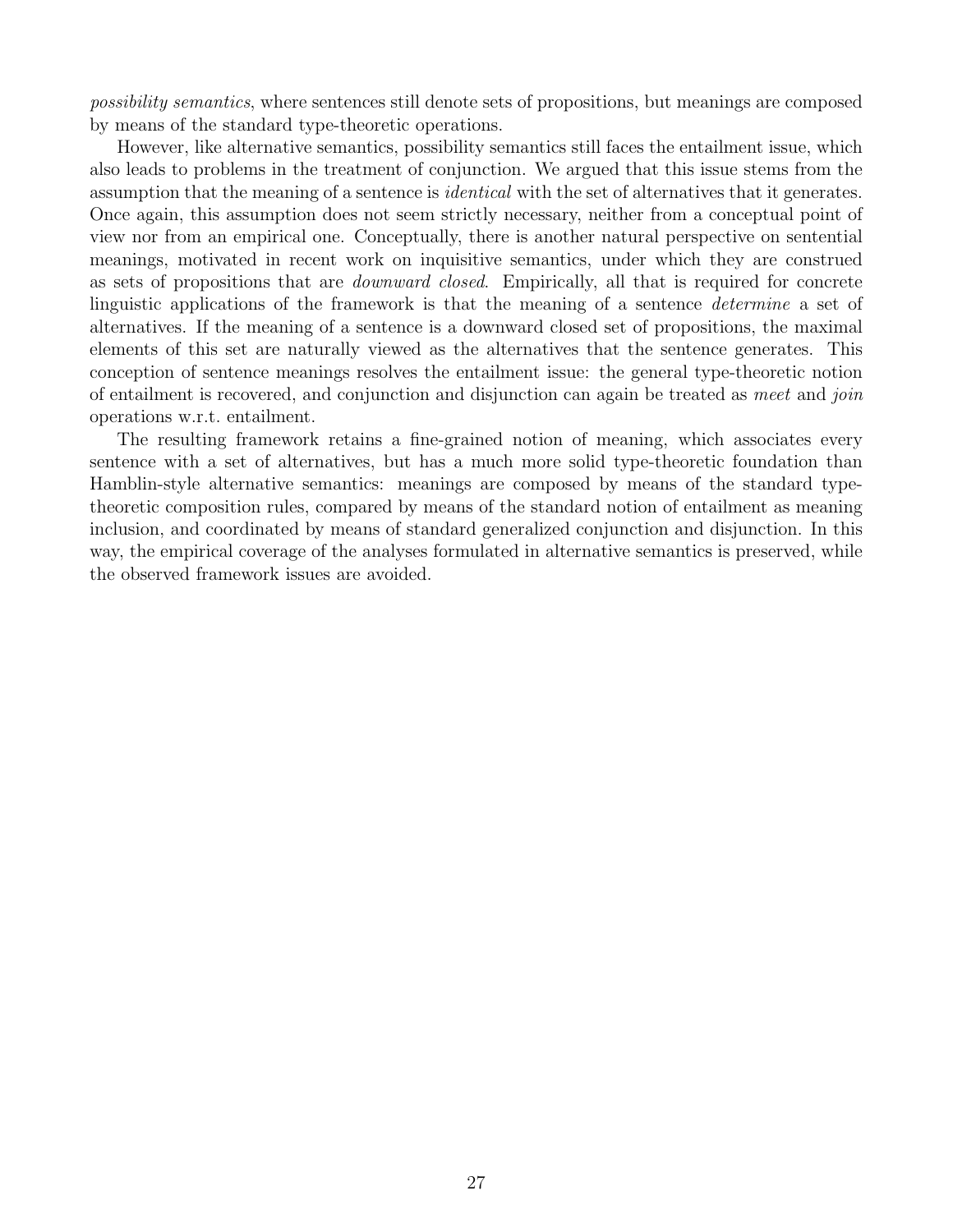*possibility semantics*, where sentences still denote sets of propositions, but meanings are composed by means of the standard type-theoretic operations.

However, like alternative semantics, possibility semantics still faces the entailment issue, which also leads to problems in the treatment of conjunction. We argued that this issue stems from the assumption that the meaning of a sentence is *identical* with the set of alternatives that it generates. Once again, this assumption does not seem strictly necessary, neither from a conceptual point of view nor from an empirical one. Conceptually, there is another natural perspective on sentential meanings, motivated in recent work on inquisitive semantics, under which they are construed as sets of propositions that are *downward closed*. Empirically, all that is required for concrete linguistic applications of the framework is that the meaning of a sentence *determine* a set of alternatives. If the meaning of a sentence is a downward closed set of propositions, the maximal elements of this set are naturally viewed as the alternatives that the sentence generates. This conception of sentence meanings resolves the entailment issue: the general type-theoretic notion of entailment is recovered, and conjunction and disjunction can again be treated as *meet* and *join* operations w.r.t. entailment.

The resulting framework retains a fine-grained notion of meaning, which associates every sentence with a set of alternatives, but has a much more solid type-theoretic foundation than Hamblin-style alternative semantics: meanings are composed by means of the standard type-theoretic composition rules, compared by means of the standard notion of entailment as meaning inclusion, and coordinated by means of standard generalized conjunction and disjunction. In this way, the empirical coverage of the analyses formulated in alternative semantics is preserved, while the observed framework issues are avoided.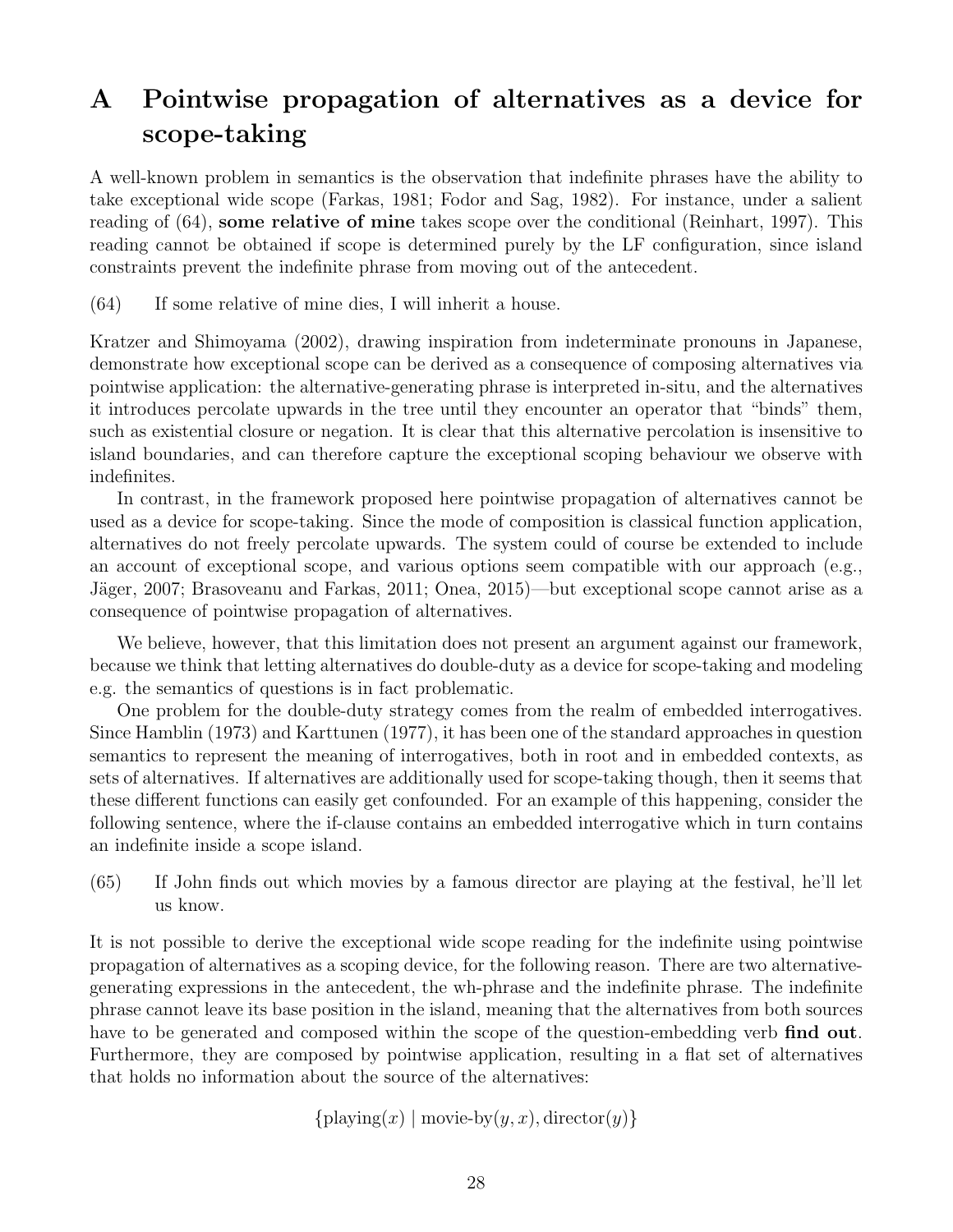# A Pointwise propagation of alternatives as a device for scope-taking

A well-known problem in semantics is the observation that indefinite phrases have the ability to take exceptional wide scope (Farkas, 1981; Fodor and Sag, 1982). For instance, under a salient reading of (64), **some relative of mine** takes scope over the conditional (Reinhart, 1997). This reading cannot be obtained if scope is determined purely by the LF configuration, since island constraints prevent the indefinite phrase from moving out of the antecedent.

(64) If some relative of mine dies, I will inherit a house.

Kratzer and Shimoyama (2002), drawing inspiration from indeterminate pronouns in Japanese, demonstrate how exceptional scope can be derived as a consequence of composing alternatives via pointwise application: the alternative-generating phrase is interpreted in-situ, and the alternatives it introduces percolate upwards in the tree until they encounter an operator that "binds" them, such as existential closure or negation. It is clear that this alternative percolation is insensitive to island boundaries, and can therefore capture the exceptional scoping behaviour we observe with indefinites.

In contrast, in the framework proposed here pointwise propagation of alternatives cannot be used as a device for scope-taking. Since the mode of composition is classical function application, alternatives do not freely percolate upwards. The system could of course be extended to include an account of exceptional scope, and various options seem compatible with our approach (e.g., Jäger, 2007; Brasoveanu and Farkas, 2011; Onea, 2015)—but exceptional scope cannot arise as a consequence of pointwise propagation of alternatives.

We believe, however, that this limitation does not present an argument against our framework, because we think that letting alternatives do double-duty as a device for scope-taking and modeling e.g. the semantics of questions is in fact problematic.

One problem for the double-duty strategy comes from the realm of embedded interrogatives. Since Hamblin (1973) and Karttunen (1977), it has been one of the standard approaches in question semantics to represent the meaning of interrogatives, both in root and in embedded contexts, as sets of alternatives. If alternatives are additionally used for scope-taking though, then it seems that these different functions can easily get confounded. For an example of this happening, consider the following sentence, where the if-clause contains an embedded interrogative which in turn contains an indefinite inside a scope island.

(65) If John finds out which movies by a famous director are playing at the festival, he'll let us know.

It is not possible to derive the exceptional wide scope reading for the indefinite using pointwise propagation of alternatives as a scoping device, for the following reason. There are two alternative-generating expressions in the antecedent, the wh-phrase and the indefinite phrase. The indefinite phrase cannot leave its base position in the island, meaning that the alternatives from both sources have to be generated and composed within the scope of the question-embedding verb **find out**. Furthermore, they are composed by pointwise application, resulting in a flat set of alternatives that holds no information about the source of the alternatives:

$$\{\text{playing}(x) \mid \text{movie-by}(y, x), \text{director}(y)\}$$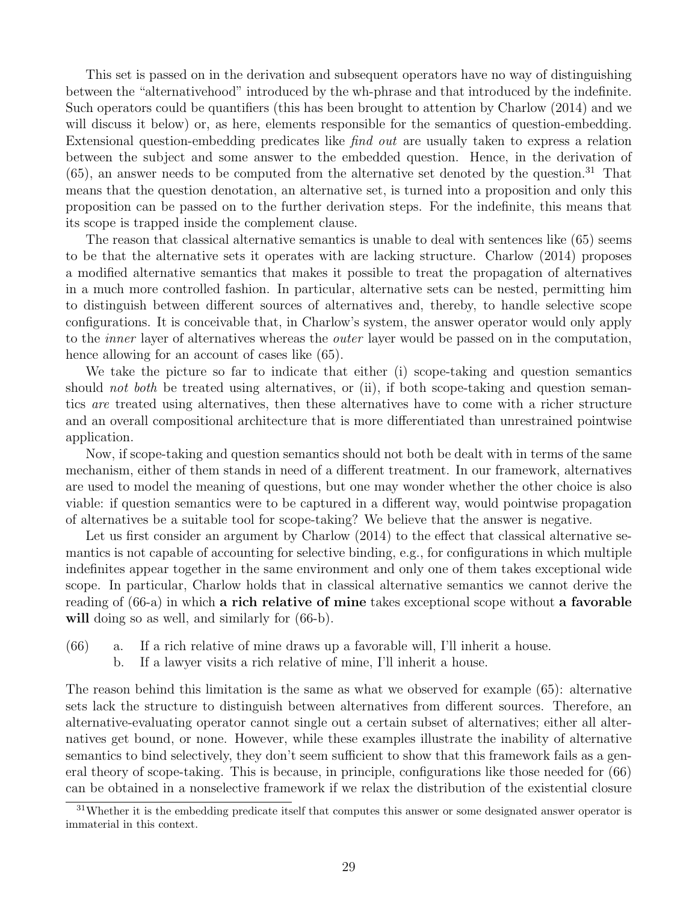This set is passed on in the derivation and subsequent operators have no way of distinguishing between the "alternativehood" introduced by the wh-phrase and that introduced by the indefinite. Such operators could be quantifiers (this has been brought to attention by Charlow (2014) and we will discuss it below) or, as here, elements responsible for the semantics of question-embedding. Extensional question-embedding predicates like *find out* are usually taken to express a relation between the subject and some answer to the embedded question. Hence, in the derivation of (65), an answer needs to be computed from the alternative set denoted by the question.[31] That means that the question denotation, an alternative set, is turned into a proposition and only this proposition can be passed on to the further derivation steps. For the indefinite, this means that its scope is trapped inside the complement clause.

The reason that classical alternative semantics is unable to deal with sentences like (65) seems to be that the alternative sets it operates with are lacking structure. Charlow (2014) proposes a modified alternative semantics that makes it possible to treat the propagation of alternatives in a much more controlled fashion. In particular, alternative sets can be nested, permitting him to distinguish between different sources of alternatives and, thereby, to handle selective scope configurations. It is conceivable that, in Charlow's system, the answer operator would only apply to the *inner* layer of alternatives whereas the *outer* layer would be passed on in the computation, hence allowing for an account of cases like (65).

We take the picture so far to indicate that either (i) scope-taking and question semantics should *not both* be treated using alternatives, or (ii), if both scope-taking and question semantics *are* treated using alternatives, then these alternatives have to come with a richer structure and an overall compositional architecture that is more differentiated than unrestrained pointwise application.

Now, if scope-taking and question semantics should not both be dealt with in terms of the same mechanism, either of them stands in need of a different treatment. In our framework, alternatives are used to model the meaning of questions, but one may wonder whether the other choice is also viable: if question semantics were to be captured in a different way, would pointwise propagation of alternatives be a suitable tool for scope-taking? We believe that the answer is negative.

Let us first consider an argument by Charlow (2014) to the effect that classical alternative semantics is not capable of accounting for selective binding, e.g., for configurations in which multiple indefinites appear together in the same environment and only one of them takes exceptional wide scope. In particular, Charlow holds that in classical alternative semantics we cannot derive the reading of (66-a) in which **a rich relative of mine** takes exceptional scope without **a favorable will** doing so as well, and similarly for (66-b).

(66) a. If a rich relative of mine draws up a favorable will, I'll inherit a house.
b. If a lawyer visits a rich relative of mine, I'll inherit a house.

The reason behind this limitation is the same as what we observed for example (65): alternative sets lack the structure to distinguish between alternatives from different sources. Therefore, an alternative-evaluating operator cannot single out a certain subset of alternatives; either all alternatives get bound, or none. However, while these examples illustrate the inability of alternative semantics to bind selectively, they don't seem sufficient to show that this framework fails as a general theory of scope-taking. This is because, in principle, configurations like those needed for (66) can be obtained in a nonselective framework if we relax the distribution of the existential closure

[31] Whether it is the embedding predicate itself that computes this answer or some designated answer operator is immaterial in this context.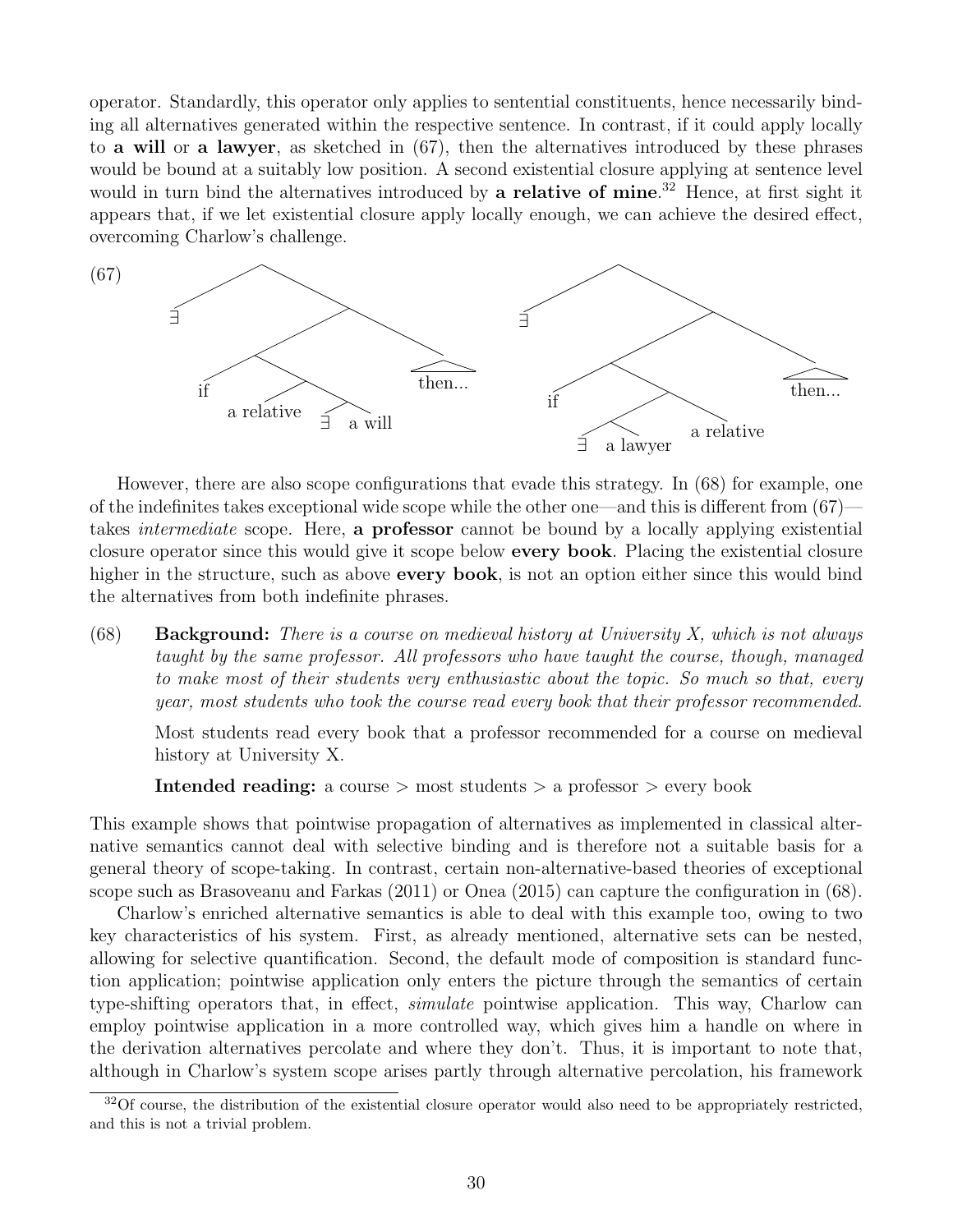operator. Standardly, this operator only applies to sentential constituents, hence necessarily binding all alternatives generated within the respective sentence. In contrast, if it could apply locally to **a will** or **a lawyer**, as sketched in (67), then the alternatives introduced by these phrases would be bound at a suitably low position. A second existential closure applying at sentence level would in turn bind the alternatives introduced by **a relative of mine**.[32] Hence, at first sight it appears that, if we let existential closure apply locally enough, we can achieve the desired effect, overcoming Charlow's challenge.

(67)

```
        /\                              /\
       ∃  \                            ∃  \
          /\                              /\
         /  then...                      /  then...
        /\                              /\
      if  \                           if  \
          /\                              /\
   a relative \                          /  a relative
             /\                         /\
            ∃  a will                  ∃  a lawyer
```

However, there are also scope configurations that evade this strategy. In (68) for example, one of the indefinites takes exceptional wide scope while the other one—and this is different from (67)—takes *intermediate* scope. Here, **a professor** cannot be bound by a locally applying existential closure operator since this would give it scope below **every book**. Placing the existential closure higher in the structure, such as above **every book**, is not an option either since this would bind the alternatives from both indefinite phrases.

(68) **Background:** *There is a course on medieval history at University X, which is not always taught by the same professor. All professors who have taught the course, though, managed to make most of their students very enthusiastic about the topic. So much so that, every year, most students who took the course read every book that their professor recommended.*

Most students read every book that a professor recommended for a course on medieval history at University X.

**Intended reading:** a course > most students > a professor > every book

This example shows that pointwise propagation of alternatives as implemented in classical alternative semantics cannot deal with selective binding and is therefore not a suitable basis for a general theory of scope-taking. In contrast, certain non-alternative-based theories of exceptional scope such as Brasoveanu and Farkas (2011) or Onea (2015) can capture the configuration in (68).

Charlow's enriched alternative semantics is able to deal with this example too, owing to two key characteristics of his system. First, as already mentioned, alternative sets can be nested, allowing for selective quantification. Second, the default mode of composition is standard function application; pointwise application only enters the picture through the semantics of certain type-shifting operators that, in effect, *simulate* pointwise application. This way, Charlow can employ pointwise application in a more controlled way, which gives him a handle on where in the derivation alternatives percolate and where they don't. Thus, it is important to note that, although in Charlow's system scope arises partly through alternative percolation, his framework

[32] Of course, the distribution of the existential closure operator would also need to be appropriately restricted, and this is not a trivial problem.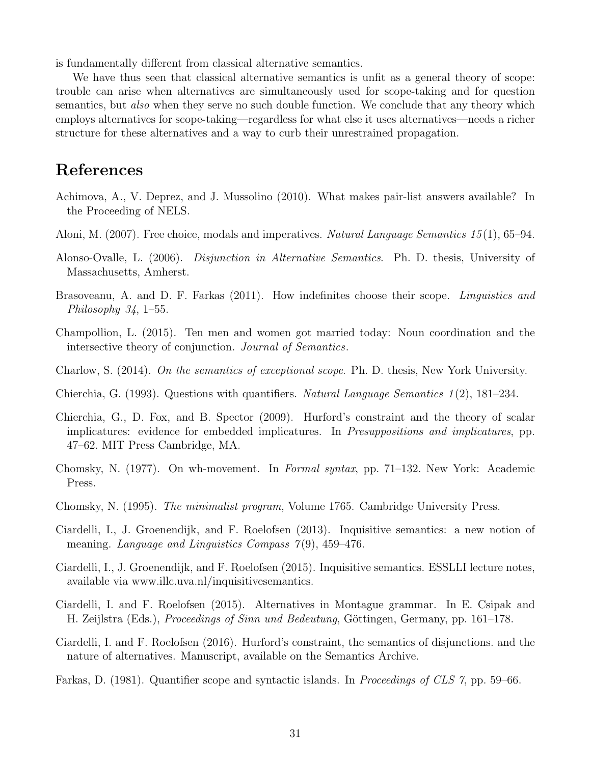is fundamentally different from classical alternative semantics.

We have thus seen that classical alternative semantics is unfit as a general theory of scope: trouble can arise when alternatives are simultaneously used for scope-taking and for question semantics, but *also* when they serve no such double function. We conclude that any theory which employs alternatives for scope-taking—regardless for what else it uses alternatives—needs a richer structure for these alternatives and a way to curb their unrestrained propagation.

## References

Achimova, A., V. Deprez, and J. Mussolino (2010). What makes pair-list answers available? In the Proceeding of NELS.

Aloni, M. (2007). Free choice, modals and imperatives. *Natural Language Semantics 15*(1), 65–94.

Alonso-Ovalle, L. (2006). *Disjunction in Alternative Semantics*. Ph. D. thesis, University of Massachusetts, Amherst.

Brasoveanu, A. and D. F. Farkas (2011). How indefinites choose their scope. *Linguistics and Philosophy 34*, 1–55.

Champollion, L. (2015). Ten men and women got married today: Noun coordination and the intersective theory of conjunction. *Journal of Semantics*.

Charlow, S. (2014). *On the semantics of exceptional scope*. Ph. D. thesis, New York University.

Chierchia, G. (1993). Questions with quantifiers. *Natural Language Semantics 1*(2), 181–234.

Chierchia, G., D. Fox, and B. Spector (2009). Hurford's constraint and the theory of scalar implicatures: evidence for embedded implicatures. In *Presuppositions and implicatures*, pp. 47–62. MIT Press Cambridge, MA.

Chomsky, N. (1977). On wh-movement. In *Formal syntax*, pp. 71–132. New York: Academic Press.

Chomsky, N. (1995). *The minimalist program*, Volume 1765. Cambridge University Press.

Ciardelli, I., J. Groenendijk, and F. Roelofsen (2013). Inquisitive semantics: a new notion of meaning. *Language and Linguistics Compass 7*(9), 459–476.

Ciardelli, I., J. Groenendijk, and F. Roelofsen (2015). Inquisitive semantics. ESSLLI lecture notes, available via www.illc.uva.nl/inquisitivesemantics.

Ciardelli, I. and F. Roelofsen (2015). Alternatives in Montague grammar. In E. Csipak and H. Zeijlstra (Eds.), *Proceedings of Sinn und Bedeutung*, Göttingen, Germany, pp. 161–178.

Ciardelli, I. and F. Roelofsen (2016). Hurford's constraint, the semantics of disjunctions. and the nature of alternatives. Manuscript, available on the Semantics Archive.

Farkas, D. (1981). Quantifier scope and syntactic islands. In *Proceedings of CLS 7*, pp. 59–66.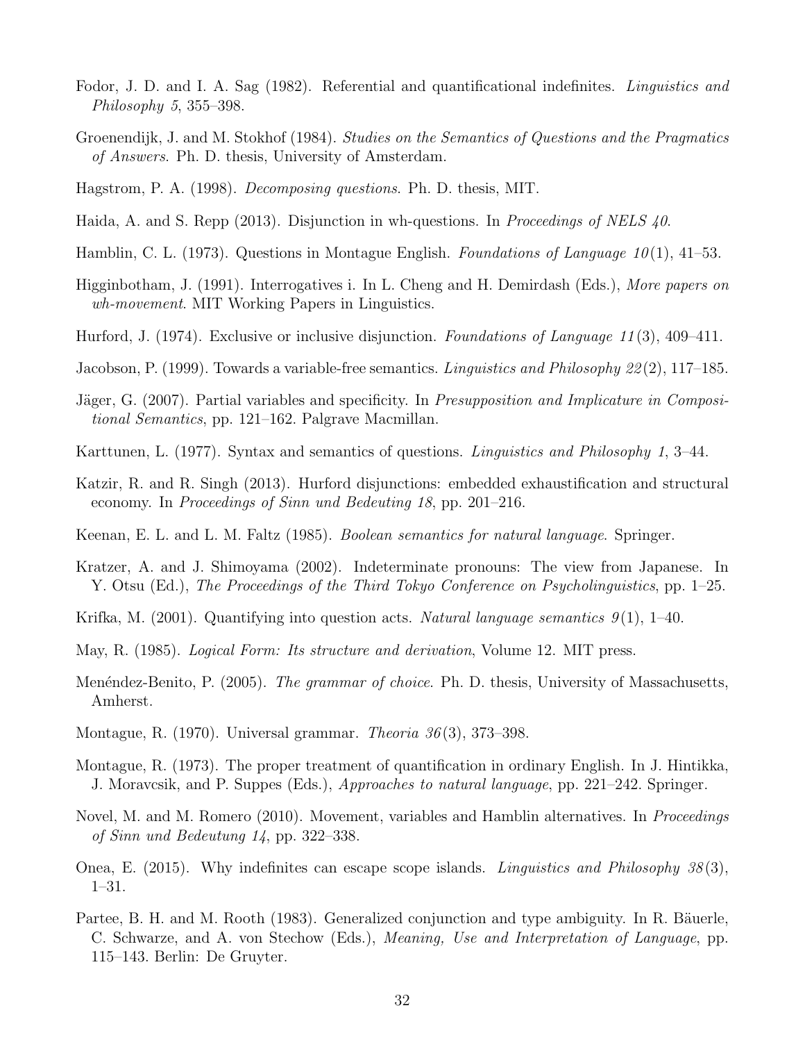Fodor, J. D. and I. A. Sag (1982). Referential and quantificational indefinites. *Linguistics and Philosophy 5*, 355–398.

Groenendijk, J. and M. Stokhof (1984). *Studies on the Semantics of Questions and the Pragmatics of Answers*. Ph. D. thesis, University of Amsterdam.

Hagstrom, P. A. (1998). *Decomposing questions*. Ph. D. thesis, MIT.

Haida, A. and S. Repp (2013). Disjunction in wh-questions. In *Proceedings of NELS 40*.

Hamblin, C. L. (1973). Questions in Montague English. *Foundations of Language 10*(1), 41–53.

Higginbotham, J. (1991). Interrogatives i. In L. Cheng and H. Demirdash (Eds.), *More papers on wh-movement*. MIT Working Papers in Linguistics.

Hurford, J. (1974). Exclusive or inclusive disjunction. *Foundations of Language 11*(3), 409–411.

Jacobson, P. (1999). Towards a variable-free semantics. *Linguistics and Philosophy 22*(2), 117–185.

Jäger, G. (2007). Partial variables and specificity. In *Presupposition and Implicature in Compositional Semantics*, pp. 121–162. Palgrave Macmillan.

Karttunen, L. (1977). Syntax and semantics of questions. *Linguistics and Philosophy 1*, 3–44.

Katzir, R. and R. Singh (2013). Hurford disjunctions: embedded exhaustification and structural economy. In *Proceedings of Sinn und Bedeuting 18*, pp. 201–216.

Keenan, E. L. and L. M. Faltz (1985). *Boolean semantics for natural language*. Springer.

Kratzer, A. and J. Shimoyama (2002). Indeterminate pronouns: The view from Japanese. In Y. Otsu (Ed.), *The Proceedings of the Third Tokyo Conference on Psycholinguistics*, pp. 1–25.

Krifka, M. (2001). Quantifying into question acts. *Natural language semantics 9*(1), 1–40.

May, R. (1985). *Logical Form: Its structure and derivation*, Volume 12. MIT press.

Menéndez-Benito, P. (2005). *The grammar of choice*. Ph. D. thesis, University of Massachusetts, Amherst.

Montague, R. (1970). Universal grammar. *Theoria 36*(3), 373–398.

Montague, R. (1973). The proper treatment of quantification in ordinary English. In J. Hintikka, J. Moravcsik, and P. Suppes (Eds.), *Approaches to natural language*, pp. 221–242. Springer.

Novel, M. and M. Romero (2010). Movement, variables and Hamblin alternatives. In *Proceedings of Sinn und Bedeutung 14*, pp. 322–338.

Onea, E. (2015). Why indefinites can escape scope islands. *Linguistics and Philosophy 38*(3), 1–31.

Partee, B. H. and M. Rooth (1983). Generalized conjunction and type ambiguity. In R. Bäuerle, C. Schwarze, and A. von Stechow (Eds.), *Meaning, Use and Interpretation of Language*, pp. 115–143. Berlin: De Gruyter.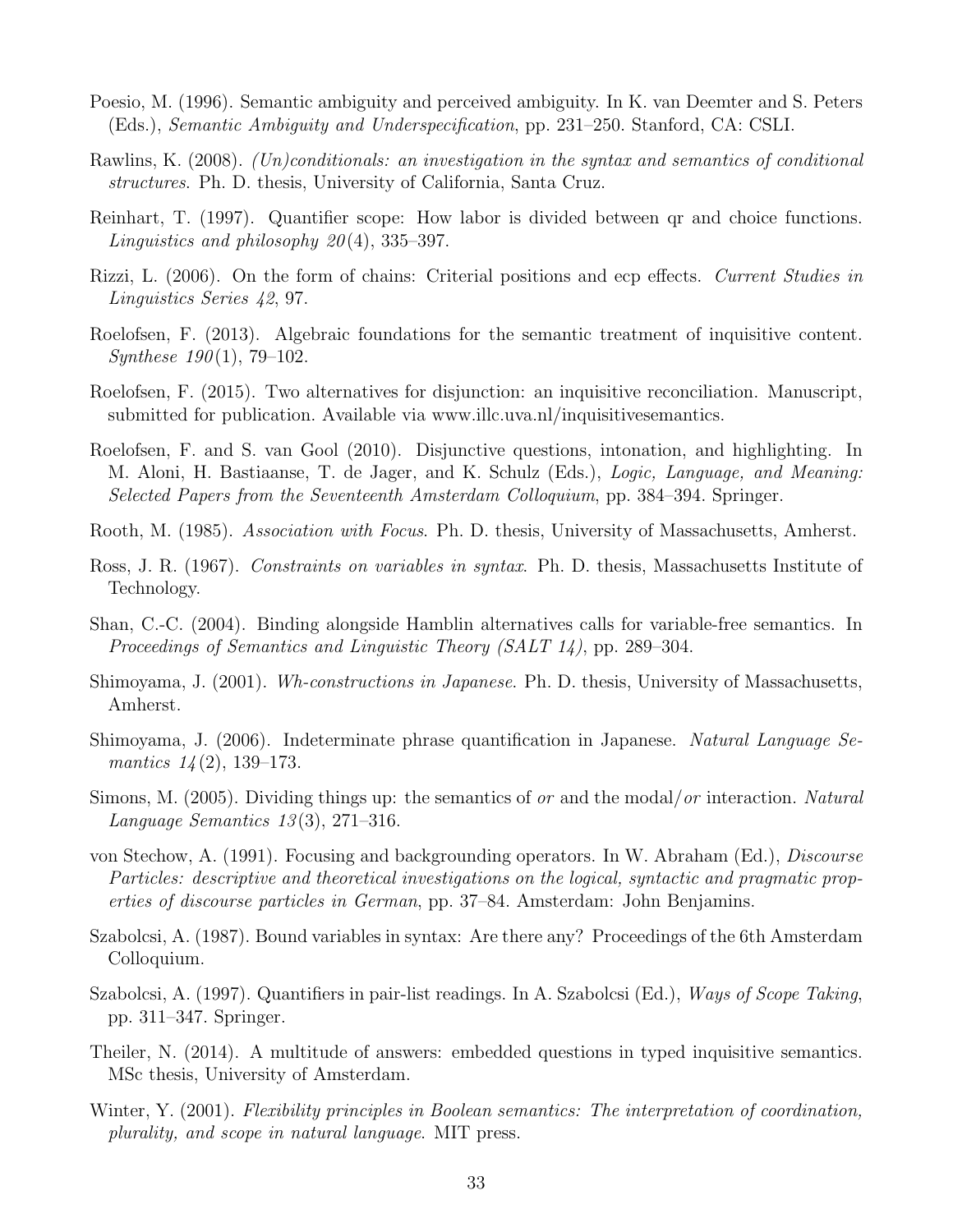Poesio, M. (1996). Semantic ambiguity and perceived ambiguity. In K. van Deemter and S. Peters (Eds.), *Semantic Ambiguity and Underspecification*, pp. 231–250. Stanford, CA: CSLI.

Rawlins, K. (2008). *(Un)conditionals: an investigation in the syntax and semantics of conditional structures*. Ph. D. thesis, University of California, Santa Cruz.

Reinhart, T. (1997). Quantifier scope: How labor is divided between qr and choice functions. *Linguistics and philosophy 20*(4), 335–397.

Rizzi, L. (2006). On the form of chains: Criterial positions and ecp effects. *Current Studies in Linguistics Series 42*, 97.

Roelofsen, F. (2013). Algebraic foundations for the semantic treatment of inquisitive content. *Synthese 190*(1), 79–102.

Roelofsen, F. (2015). Two alternatives for disjunction: an inquisitive reconciliation. Manuscript, submitted for publication. Available via www.illc.uva.nl/inquisitivesemantics.

Roelofsen, F. and S. van Gool (2010). Disjunctive questions, intonation, and highlighting. In M. Aloni, H. Bastiaanse, T. de Jager, and K. Schulz (Eds.), *Logic, Language, and Meaning: Selected Papers from the Seventeenth Amsterdam Colloquium*, pp. 384–394. Springer.

Rooth, M. (1985). *Association with Focus*. Ph. D. thesis, University of Massachusetts, Amherst.

Ross, J. R. (1967). *Constraints on variables in syntax*. Ph. D. thesis, Massachusetts Institute of Technology.

Shan, C.-C. (2004). Binding alongside Hamblin alternatives calls for variable-free semantics. In *Proceedings of Semantics and Linguistic Theory (SALT 14)*, pp. 289–304.

Shimoyama, J. (2001). *Wh-constructions in Japanese*. Ph. D. thesis, University of Massachusetts, Amherst.

Shimoyama, J. (2006). Indeterminate phrase quantification in Japanese. *Natural Language Semantics 14*(2), 139–173.

Simons, M. (2005). Dividing things up: the semantics of *or* and the modal/*or* interaction. *Natural Language Semantics 13*(3), 271–316.

von Stechow, A. (1991). Focusing and backgrounding operators. In W. Abraham (Ed.), *Discourse Particles: descriptive and theoretical investigations on the logical, syntactic and pragmatic properties of discourse particles in German*, pp. 37–84. Amsterdam: John Benjamins.

Szabolcsi, A. (1987). Bound variables in syntax: Are there any? Proceedings of the 6th Amsterdam Colloquium.

Szabolcsi, A. (1997). Quantifiers in pair-list readings. In A. Szabolcsi (Ed.), *Ways of Scope Taking*, pp. 311–347. Springer.

Theiler, N. (2014). A multitude of answers: embedded questions in typed inquisitive semantics. MSc thesis, University of Amsterdam.

Winter, Y. (2001). *Flexibility principles in Boolean semantics: The interpretation of coordination, plurality, and scope in natural language*. MIT press.